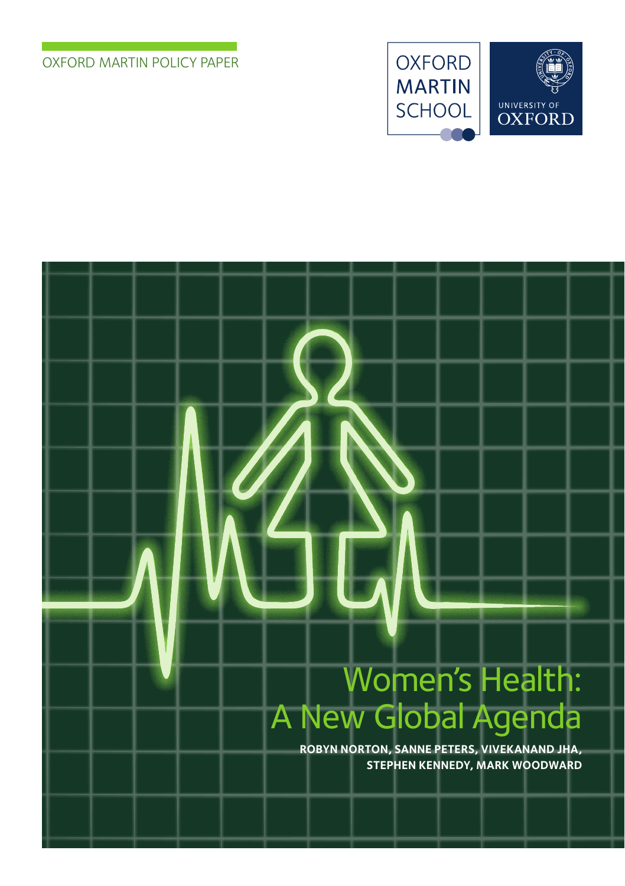OXFORD MARTIN POLICY PAPER

OXFORD MARTIN SCHOOL

UNIVERSITY OF OXFORD

# Women's Health: A New Global Agenda

**ROBYN NORTON, SANNE PETERS, VIVEKANAND JHA, STEPHEN KENNEDY, MARK WOODWARD**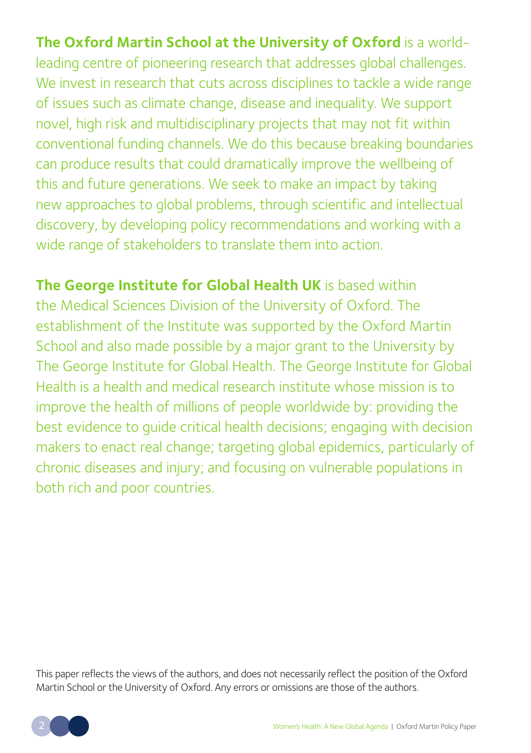**The Oxford Martin School at the University of Oxford** is a world-leading centre of pioneering research that addresses global challenges. We invest in research that cuts across disciplines to tackle a wide range of issues such as climate change, disease and inequality. We support novel, high risk and multidisciplinary projects that may not fit within conventional funding channels. We do this because breaking boundaries can produce results that could dramatically improve the wellbeing of this and future generations. We seek to make an impact by taking new approaches to global problems, through scientific and intellectual discovery, by developing policy recommendations and working with a wide range of stakeholders to translate them into action.

**The George Institute for Global Health UK** is based within the Medical Sciences Division of the University of Oxford. The establishment of the Institute was supported by the Oxford Martin School and also made possible by a major grant to the University by The George Institute for Global Health. The George Institute for Global Health is a health and medical research institute whose mission is to improve the health of millions of people worldwide by: providing the best evidence to guide critical health decisions; engaging with decision makers to enact real change; targeting global epidemics, particularly of chronic diseases and injury; and focusing on vulnerable populations in both rich and poor countries.

This paper reflects the views of the authors, and does not necessarily reflect the position of the Oxford Martin School or the University of Oxford. Any errors or omissions are those of the authors.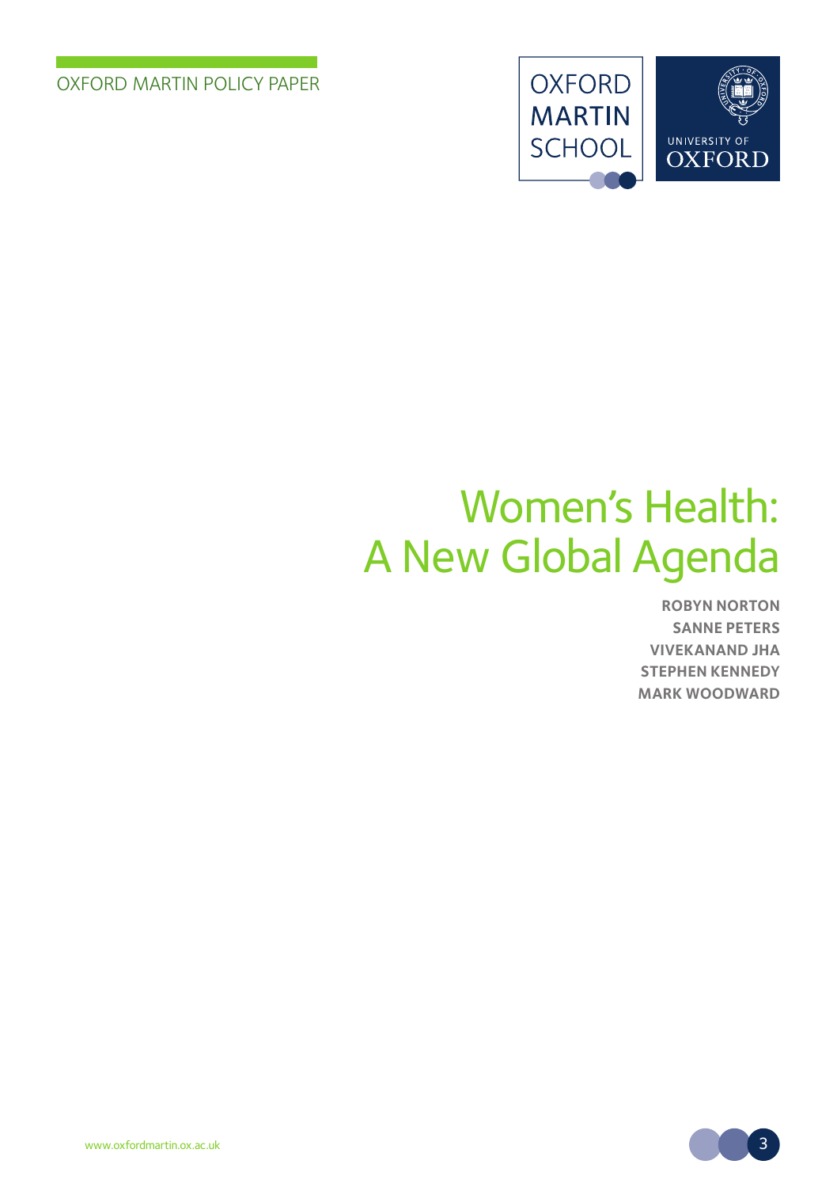OXFORD MARTIN POLICY PAPER

# Women's Health: A New Global Agenda

**ROBYN NORTON**
**SANNE PETERS**
**VIVEKANAND JHA**
**STEPHEN KENNEDY**
**MARK WOODWARD**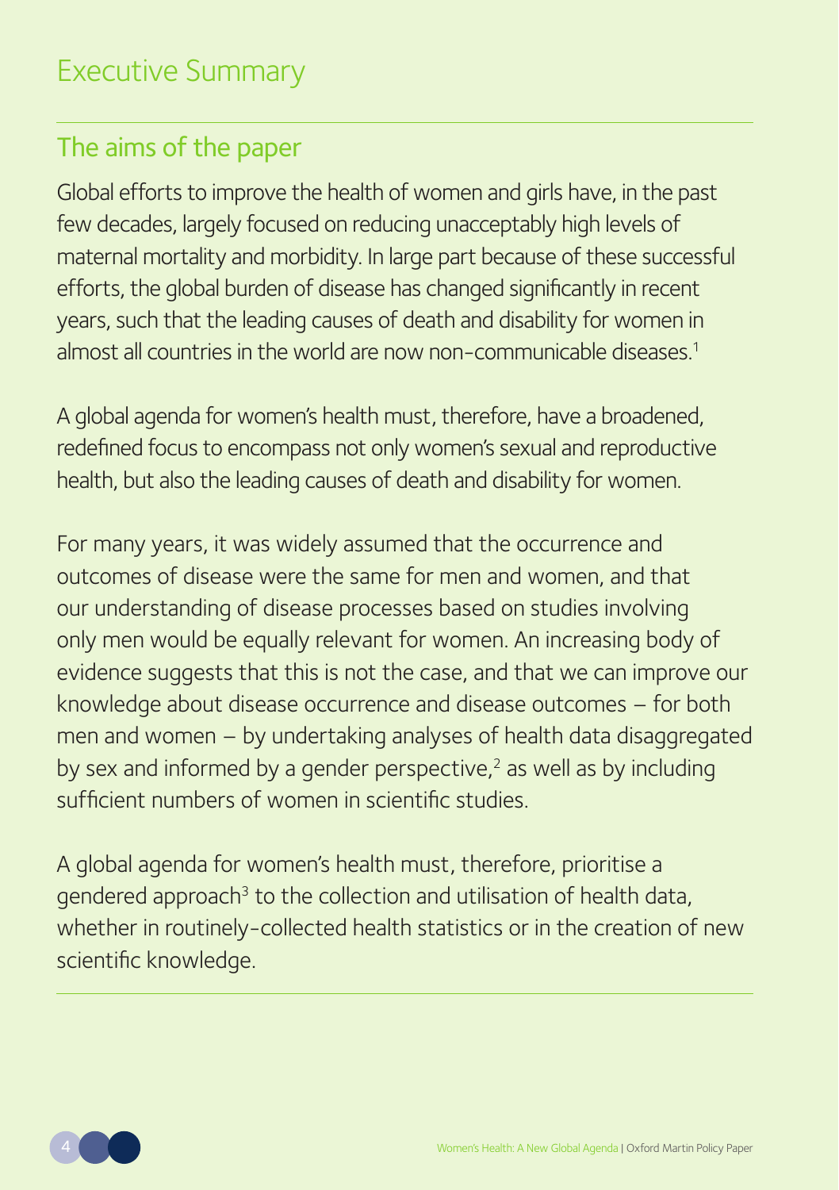# Executive Summary

## The aims of the paper

Global efforts to improve the health of women and girls have, in the past few decades, largely focused on reducing unacceptably high levels of maternal mortality and morbidity. In large part because of these successful efforts, the global burden of disease has changed significantly in recent years, such that the leading causes of death and disability for women in almost all countries in the world are now non-communicable diseases.[1]

A global agenda for women's health must, therefore, have a broadened, redefined focus to encompass not only women's sexual and reproductive health, but also the leading causes of death and disability for women.

For many years, it was widely assumed that the occurrence and outcomes of disease were the same for men and women, and that our understanding of disease processes based on studies involving only men would be equally relevant for women. An increasing body of evidence suggests that this is not the case, and that we can improve our knowledge about disease occurrence and disease outcomes – for both men and women – by undertaking analyses of health data disaggregated by sex and informed by a gender perspective,[2] as well as by including sufficient numbers of women in scientific studies.

A global agenda for women's health must, therefore, prioritise a gendered approach[3] to the collection and utilisation of health data, whether in routinely-collected health statistics or in the creation of new scientific knowledge.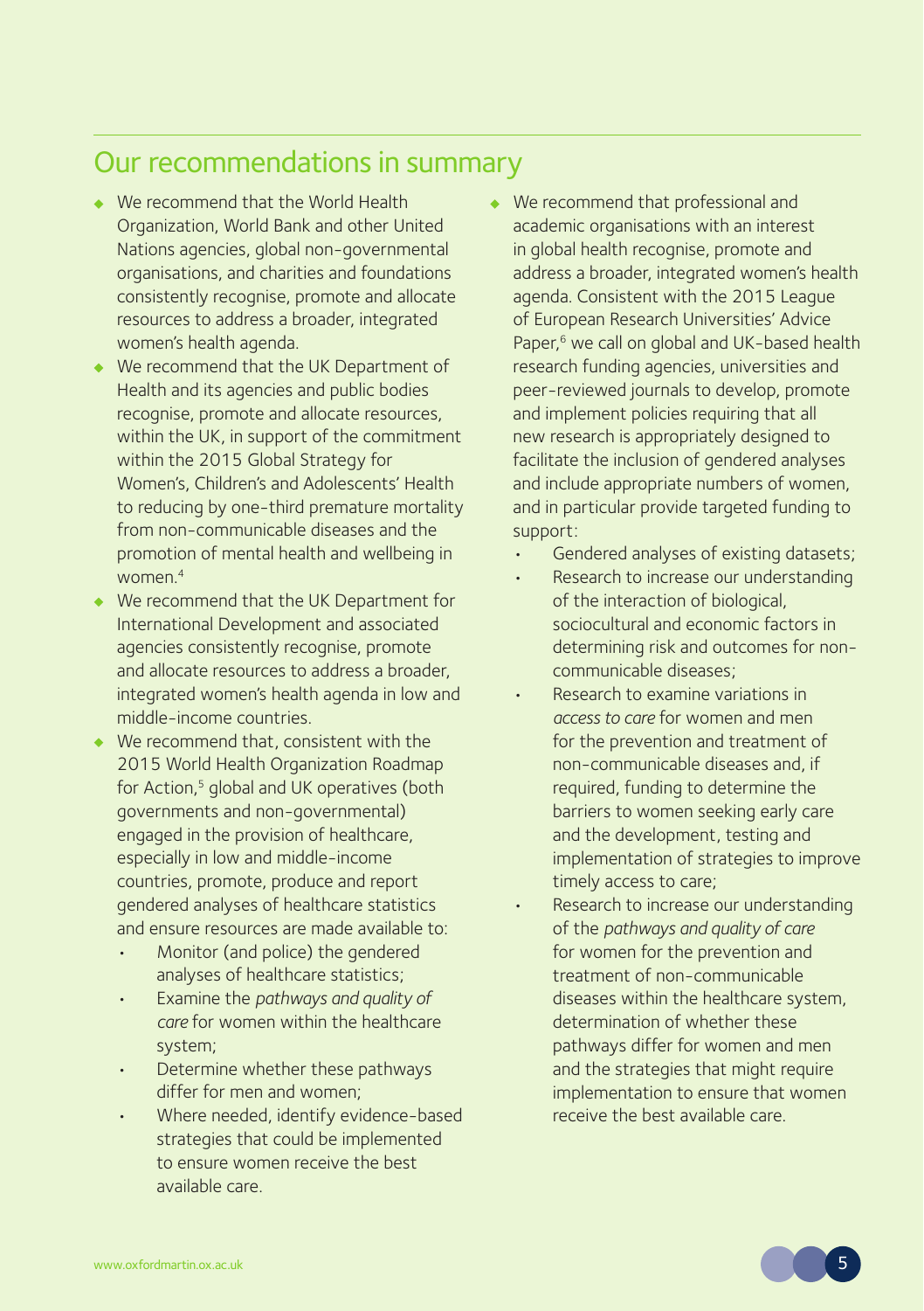## Our recommendations in summary

- We recommend that the World Health Organization, World Bank and other United Nations agencies, global non-governmental organisations, and charities and foundations consistently recognise, promote and allocate resources to address a broader, integrated women's health agenda.
- We recommend that the UK Department of Health and its agencies and public bodies recognise, promote and allocate resources, within the UK, in support of the commitment within the 2015 Global Strategy for Women's, Children's and Adolescents' Health to reducing by one-third premature mortality from non-communicable diseases and the promotion of mental health and wellbeing in women.[4]
- We recommend that the UK Department for International Development and associated agencies consistently recognise, promote and allocate resources to address a broader, integrated women's health agenda in low and middle-income countries.
- We recommend that, consistent with the 2015 World Health Organization Roadmap for Action,[5] global and UK operatives (both governments and non-governmental) engaged in the provision of healthcare, especially in low and middle-income countries, promote, produce and report gendered analyses of healthcare statistics and ensure resources are made available to:
    - Monitor (and police) the gendered analyses of healthcare statistics;
    - Examine the *pathways and quality of care* for women within the healthcare system;
    - Determine whether these pathways differ for men and women;
    - Where needed, identify evidence-based strategies that could be implemented to ensure women receive the best available care.
- We recommend that professional and academic organisations with an interest in global health recognise, promote and address a broader, integrated women's health agenda. Consistent with the 2015 League of European Research Universities' Advice Paper,[6] we call on global and UK-based health research funding agencies, universities and peer-reviewed journals to develop, promote and implement policies requiring that all new research is appropriately designed to facilitate the inclusion of gendered analyses and include appropriate numbers of women, and in particular provide targeted funding to support:
    - Gendered analyses of existing datasets;
    - Research to increase our understanding of the interaction of biological, sociocultural and economic factors in determining risk and outcomes for non-communicable diseases;
    - Research to examine variations in *access to care* for women and men for the prevention and treatment of non-communicable diseases and, if required, funding to determine the barriers to women seeking early care and the development, testing and implementation of strategies to improve timely access to care;
    - Research to increase our understanding of the *pathways and quality of care* for women for the prevention and treatment of non-communicable diseases within the healthcare system, determination of whether these pathways differ for women and men and the strategies that might require implementation to ensure that women receive the best available care.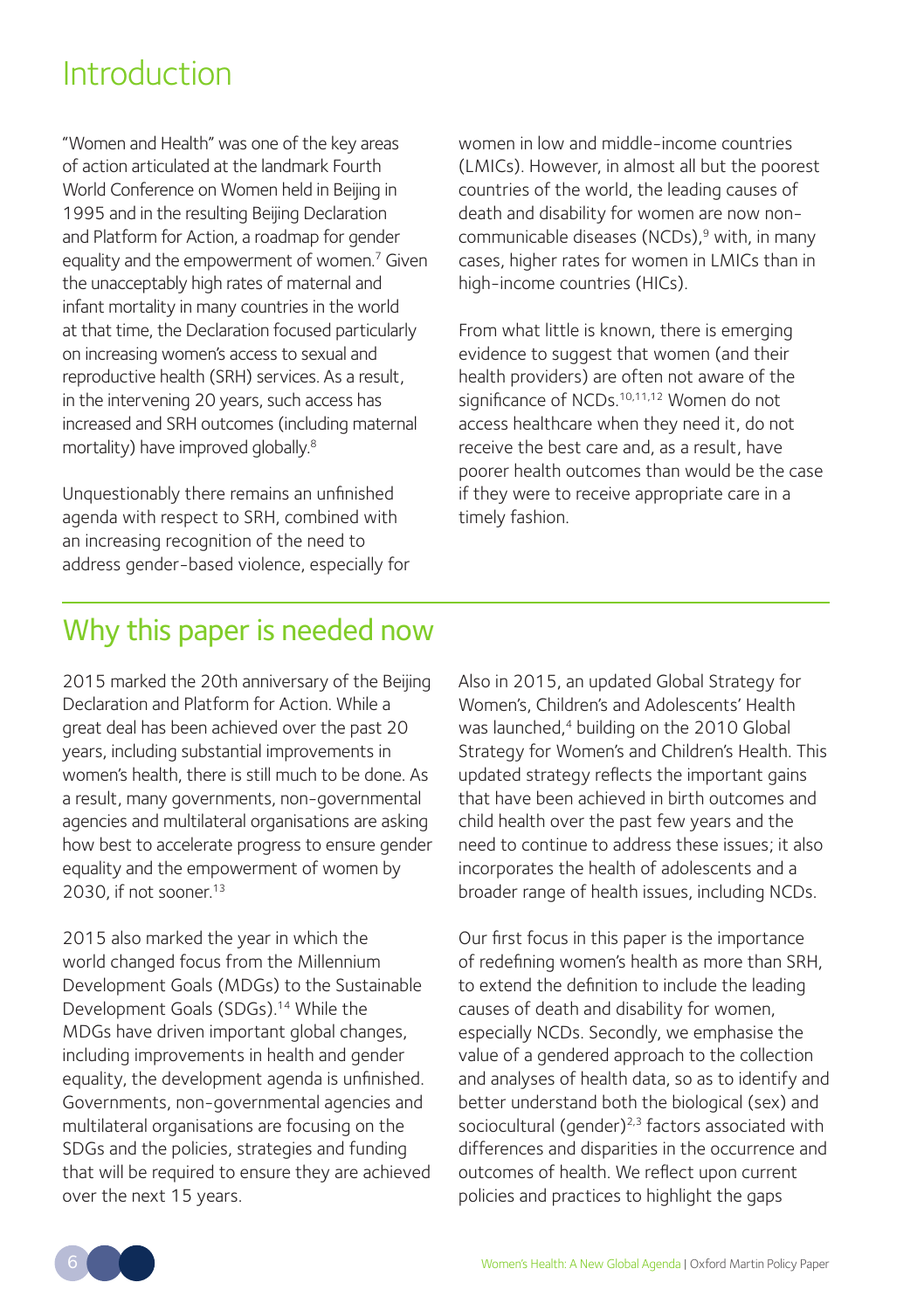# Introduction

"Women and Health" was one of the key areas of action articulated at the landmark Fourth World Conference on Women held in Beijing in 1995 and in the resulting Beijing Declaration and Platform for Action, a roadmap for gender equality and the empowerment of women.[7] Given the unacceptably high rates of maternal and infant mortality in many countries in the world at that time, the Declaration focused particularly on increasing women's access to sexual and reproductive health (SRH) services. As a result, in the intervening 20 years, such access has increased and SRH outcomes (including maternal mortality) have improved globally.[8]

Unquestionably there remains an unfinished agenda with respect to SRH, combined with an increasing recognition of the need to address gender-based violence, especially for women in low and middle-income countries (LMICs). However, in almost all but the poorest countries of the world, the leading causes of death and disability for women are now non-communicable diseases (NCDs),[9] with, in many cases, higher rates for women in LMICs than in high-income countries (HICs).

From what little is known, there is emerging evidence to suggest that women (and their health providers) are often not aware of the significance of NCDs.[10,11,12] Women do not access healthcare when they need it, do not receive the best care and, as a result, have poorer health outcomes than would be the case if they were to receive appropriate care in a timely fashion.

## Why this paper is needed now

2015 marked the 20th anniversary of the Beijing Declaration and Platform for Action. While a great deal has been achieved over the past 20 years, including substantial improvements in women's health, there is still much to be done. As a result, many governments, non-governmental agencies and multilateral organisations are asking how best to accelerate progress to ensure gender equality and the empowerment of women by 2030, if not sooner.[13]

2015 also marked the year in which the world changed focus from the Millennium Development Goals (MDGs) to the Sustainable Development Goals (SDGs).[14] While the MDGs have driven important global changes, including improvements in health and gender equality, the development agenda is unfinished. Governments, non-governmental agencies and multilateral organisations are focusing on the SDGs and the policies, strategies and funding that will be required to ensure they are achieved over the next 15 years.

Also in 2015, an updated Global Strategy for Women's, Children's and Adolescents' Health was launched,[4] building on the 2010 Global Strategy for Women's and Children's Health. This updated strategy reflects the important gains that have been achieved in birth outcomes and child health over the past few years and the need to continue to address these issues; it also incorporates the health of adolescents and a broader range of health issues, including NCDs.

Our first focus in this paper is the importance of redefining women's health as more than SRH, to extend the definition to include the leading causes of death and disability for women, especially NCDs. Secondly, we emphasise the value of a gendered approach to the collection and analyses of health data, so as to identify and better understand both the biological (sex) and sociocultural (gender)[2,3] factors associated with differences and disparities in the occurrence and outcomes of health. We reflect upon current policies and practices to highlight the gaps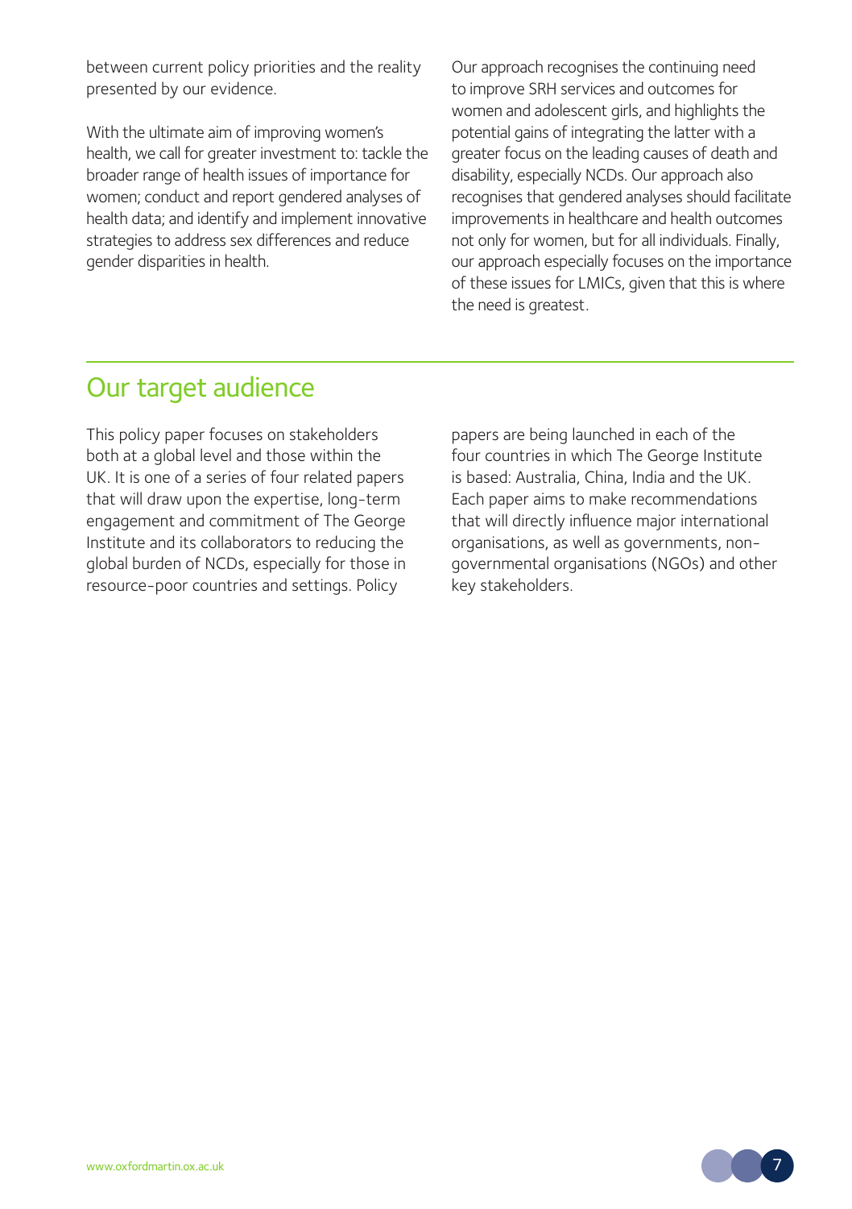between current policy priorities and the reality presented by our evidence.

With the ultimate aim of improving women's health, we call for greater investment to: tackle the broader range of health issues of importance for women; conduct and report gendered analyses of health data; and identify and implement innovative strategies to address sex differences and reduce gender disparities in health.

Our approach recognises the continuing need to improve SRH services and outcomes for women and adolescent girls, and highlights the potential gains of integrating the latter with a greater focus on the leading causes of death and disability, especially NCDs. Our approach also recognises that gendered analyses should facilitate improvements in healthcare and health outcomes not only for women, but for all individuals. Finally, our approach especially focuses on the importance of these issues for LMICs, given that this is where the need is greatest.

## Our target audience

This policy paper focuses on stakeholders both at a global level and those within the UK. It is one of a series of four related papers that will draw upon the expertise, long-term engagement and commitment of The George Institute and its collaborators to reducing the global burden of NCDs, especially for those in resource-poor countries and settings. Policy papers are being launched in each of the four countries in which The George Institute is based: Australia, China, India and the UK. Each paper aims to make recommendations that will directly influence major international organisations, as well as governments, non-governmental organisations (NGOs) and other key stakeholders.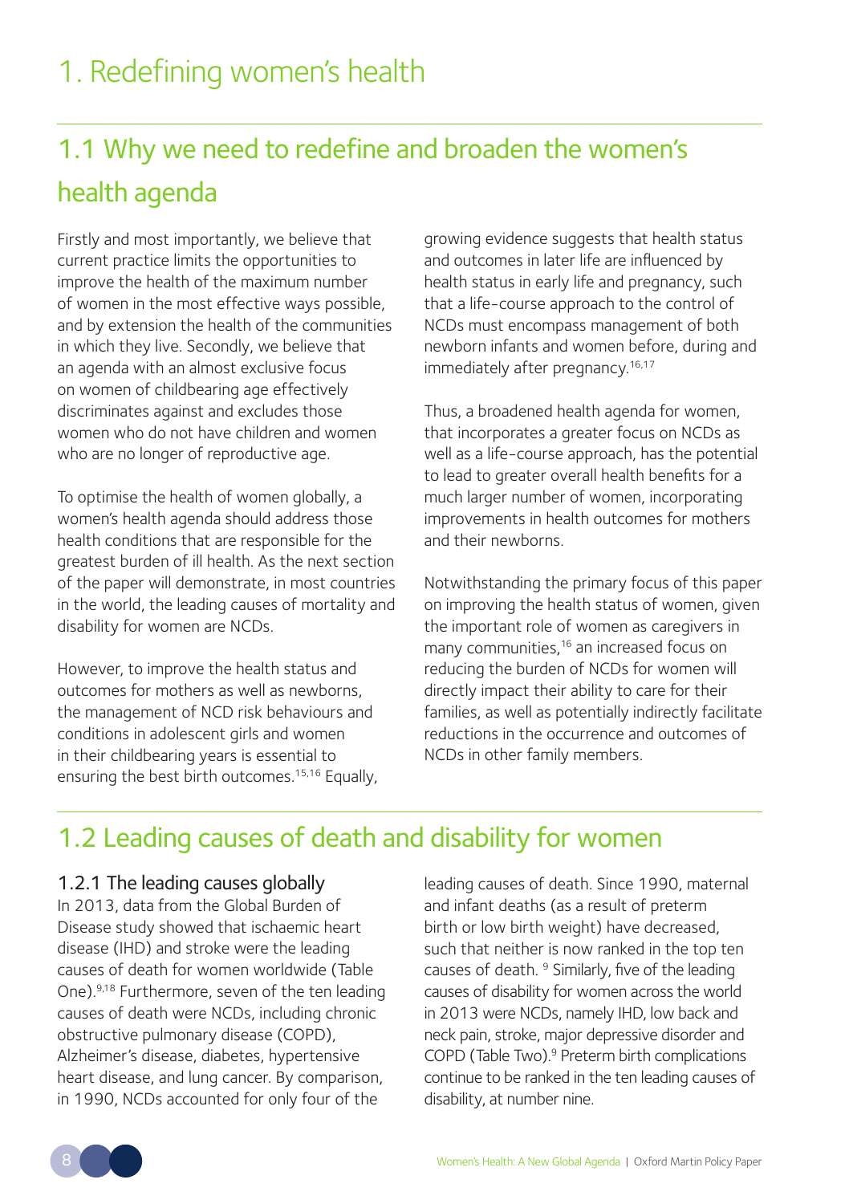# 1. Redefining women's health

## 1.1 Why we need to redefine and broaden the women's health agenda

Firstly and most importantly, we believe that current practice limits the opportunities to improve the health of the maximum number of women in the most effective ways possible, and by extension the health of the communities in which they live. Secondly, we believe that an agenda with an almost exclusive focus on women of childbearing age effectively discriminates against and excludes those women who do not have children and women who are no longer of reproductive age.

To optimise the health of women globally, a women's health agenda should address those health conditions that are responsible for the greatest burden of ill health. As the next section of the paper will demonstrate, in most countries in the world, the leading causes of mortality and disability for women are NCDs.

However, to improve the health status and outcomes for mothers as well as newborns, the management of NCD risk behaviours and conditions in adolescent girls and women in their childbearing years is essential to ensuring the best birth outcomes.[15,16] Equally, growing evidence suggests that health status and outcomes in later life are influenced by health status in early life and pregnancy, such that a life-course approach to the control of NCDs must encompass management of both newborn infants and women before, during and immediately after pregnancy.[16,17]

Thus, a broadened health agenda for women, that incorporates a greater focus on NCDs as well as a life-course approach, has the potential to lead to greater overall health benefits for a much larger number of women, incorporating improvements in health outcomes for mothers and their newborns.

Notwithstanding the primary focus of this paper on improving the health status of women, given the important role of women as caregivers in many communities,[16] an increased focus on reducing the burden of NCDs for women will directly impact their ability to care for their families, as well as potentially indirectly facilitate reductions in the occurrence and outcomes of NCDs in other family members.

## 1.2 Leading causes of death and disability for women

### 1.2.1 The leading causes globally

In 2013, data from the Global Burden of Disease study showed that ischaemic heart disease (IHD) and stroke were the leading causes of death for women worldwide (Table One).[9,18] Furthermore, seven of the ten leading causes of death were NCDs, including chronic obstructive pulmonary disease (COPD), Alzheimer's disease, diabetes, hypertensive heart disease, and lung cancer. By comparison, in 1990, NCDs accounted for only four of the leading causes of death. Since 1990, maternal and infant deaths (as a result of preterm birth or low birth weight) have decreased, such that neither is now ranked in the top ten causes of death. [9] Similarly, five of the leading causes of disability for women across the world in 2013 were NCDs, namely IHD, low back and neck pain, stroke, major depressive disorder and COPD (Table Two).[9] Preterm birth complications continue to be ranked in the ten leading causes of disability, at number nine.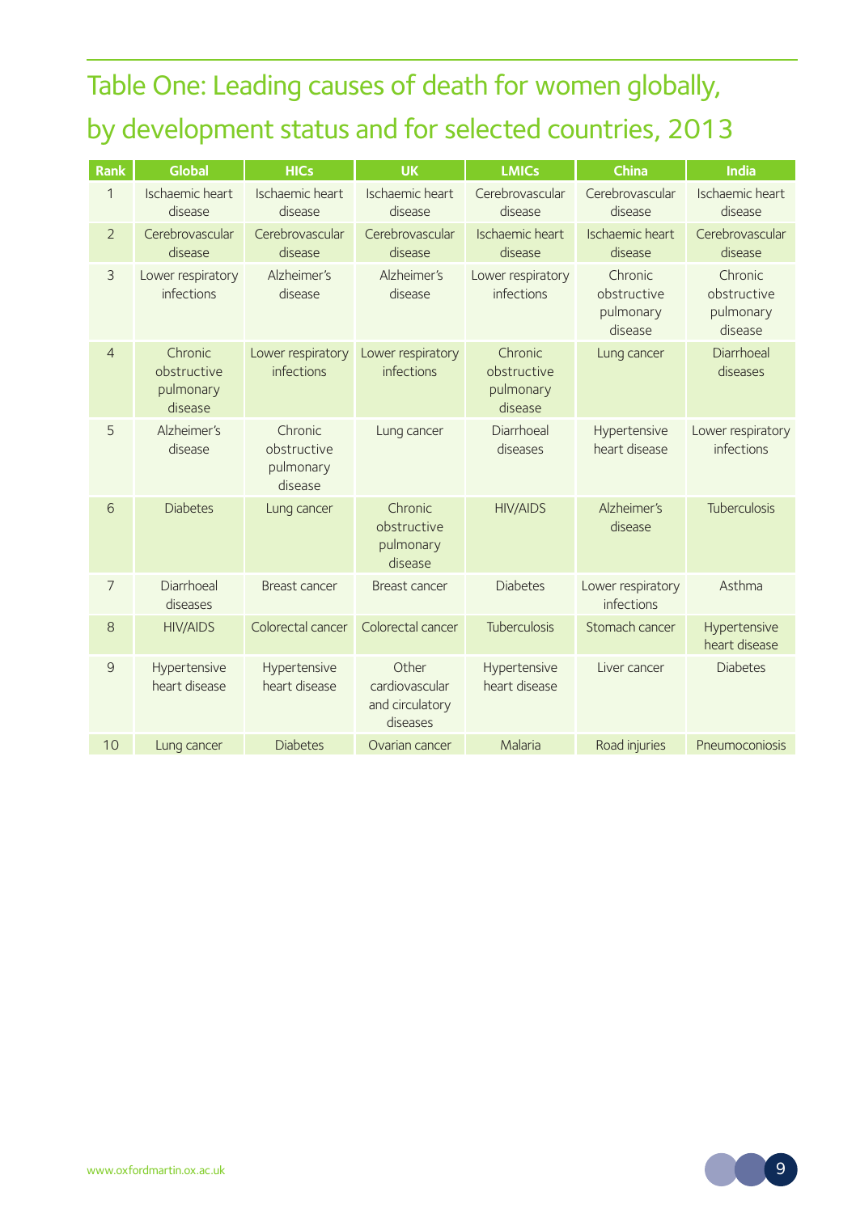# Table One: Leading causes of death for women globally, by development status and for selected countries, 2013

| Rank | Global | HICs | UK | LMICs | China | India |
|---|---|---|---|---|---|---|
| 1 | Ischaemic heart disease | Ischaemic heart disease | Ischaemic heart disease | Cerebrovascular disease | Cerebrovascular disease | Ischaemic heart disease |
| 2 | Cerebrovascular disease | Cerebrovascular disease | Cerebrovascular disease | Ischaemic heart disease | Ischaemic heart disease | Cerebrovascular disease |
| 3 | Lower respiratory infections | Alzheimer's disease | Alzheimer's disease | Lower respiratory infections | Chronic obstructive pulmonary disease | Chronic obstructive pulmonary disease |
| 4 | Chronic obstructive pulmonary disease | Lower respiratory infections | Lower respiratory infections | Chronic obstructive pulmonary disease | Lung cancer | Diarrhoeal diseases |
| 5 | Alzheimer's disease | Chronic obstructive pulmonary disease | Lung cancer | Diarrhoeal diseases | Hypertensive heart disease | Lower respiratory infections |
| 6 | Diabetes | Lung cancer | Chronic obstructive pulmonary disease | HIV/AIDS | Alzheimer's disease | Tuberculosis |
| 7 | Diarrhoeal diseases | Breast cancer | Breast cancer | Diabetes | Lower respiratory infections | Asthma |
| 8 | HIV/AIDS | Colorectal cancer | Colorectal cancer | Tuberculosis | Stomach cancer | Hypertensive heart disease |
| 9 | Hypertensive heart disease | Hypertensive heart disease | Other cardiovascular and circulatory diseases | Hypertensive heart disease | Liver cancer | Diabetes |
| 10 | Lung cancer | Diabetes | Ovarian cancer | Malaria | Road injuries | Pneumoconiosis |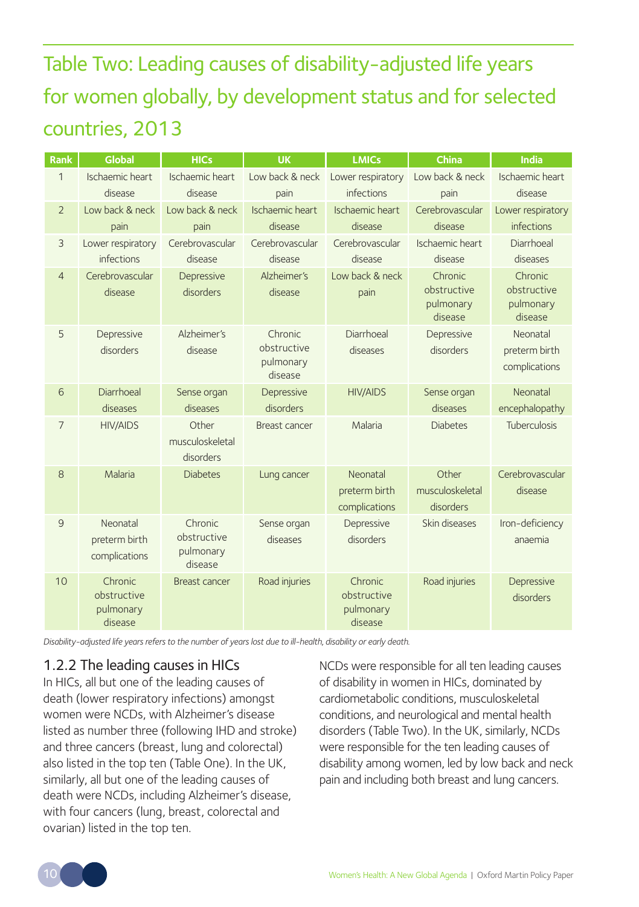## Table Two: Leading causes of disability-adjusted life years for women globally, by development status and for selected countries, 2013

| Rank | Global | HICs | UK | LMICs | China | India |
|---|---|---|---|---|---|---|
| 1 | Ischaemic heart disease | Ischaemic heart disease | Low back & neck pain | Lower respiratory infections | Low back & neck pain | Ischaemic heart disease |
| 2 | Low back & neck pain | Low back & neck pain | Ischaemic heart disease | Ischaemic heart disease | Cerebrovascular disease | Lower respiratory infections |
| 3 | Lower respiratory infections | Cerebrovascular disease | Cerebrovascular disease | Cerebrovascular disease | Ischaemic heart disease | Diarrhoeal diseases |
| 4 | Cerebrovascular disease | Depressive disorders | Alzheimer's disease | Low back & neck pain | Chronic obstructive pulmonary disease | Chronic obstructive pulmonary disease |
| 5 | Depressive disorders | Alzheimer's disease | Chronic obstructive pulmonary disease | Diarrhoeal diseases | Depressive disorders | Neonatal preterm birth complications |
| 6 | Diarrhoeal diseases | Sense organ diseases | Depressive disorders | HIV/AIDS | Sense organ diseases | Neonatal encephalopathy |
| 7 | HIV/AIDS | Other musculoskeletal disorders | Breast cancer | Malaria | Diabetes | Tuberculosis |
| 8 | Malaria | Diabetes | Lung cancer | Neonatal preterm birth complications | Other musculoskeletal disorders | Cerebrovascular disease |
| 9 | Neonatal preterm birth complications | Chronic obstructive pulmonary disease | Sense organ diseases | Depressive disorders | Skin diseases | Iron-deficiency anaemia |
| 10 | Chronic obstructive pulmonary disease | Breast cancer | Road injuries | Chronic obstructive pulmonary disease | Road injuries | Depressive disorders |

*Disability-adjusted life years refers to the number of years lost due to ill-health, disability or early death.*

### 1.2.2 The leading causes in HICs

In HICs, all but one of the leading causes of death (lower respiratory infections) amongst women were NCDs, with Alzheimer's disease listed as number three (following IHD and stroke) and three cancers (breast, lung and colorectal) also listed in the top ten (Table One). In the UK, similarly, all but one of the leading causes of death were NCDs, including Alzheimer's disease, with four cancers (lung, breast, colorectal and ovarian) listed in the top ten.

NCDs were responsible for all ten leading causes of disability in women in HICs, dominated by cardiometabolic conditions, musculoskeletal conditions, and neurological and mental health disorders (Table Two). In the UK, similarly, NCDs were responsible for the ten leading causes of disability among women, led by low back and neck pain and including both breast and lung cancers.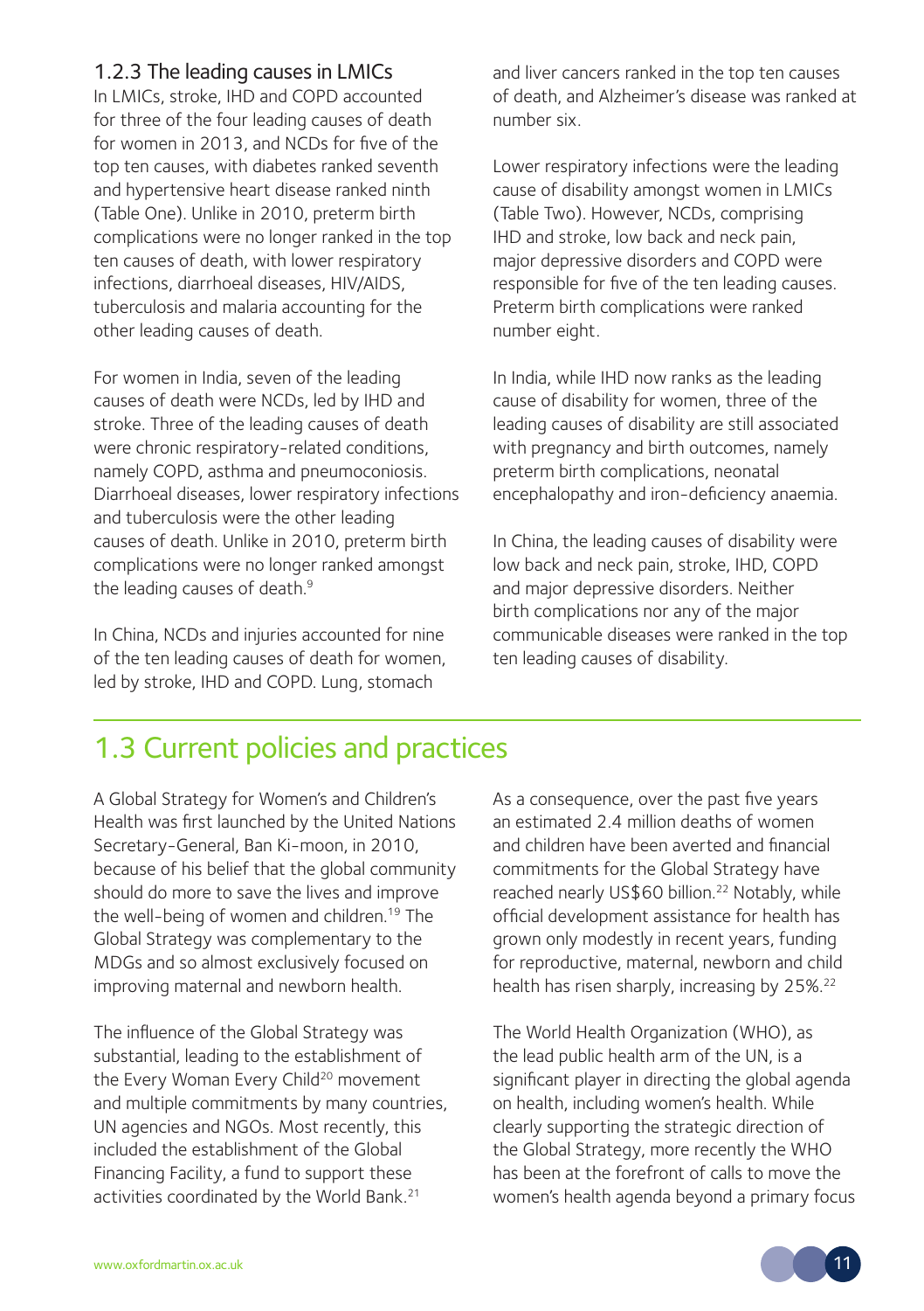### 1.2.3 The leading causes in LMICs

In LMICs, stroke, IHD and COPD accounted for three of the four leading causes of death for women in 2013, and NCDs for five of the top ten causes, with diabetes ranked seventh and hypertensive heart disease ranked ninth (Table One). Unlike in 2010, preterm birth complications were no longer ranked in the top ten causes of death, with lower respiratory infections, diarrhoeal diseases, HIV/AIDS, tuberculosis and malaria accounting for the other leading causes of death.

For women in India, seven of the leading causes of death were NCDs, led by IHD and stroke. Three of the leading causes of death were chronic respiratory-related conditions, namely COPD, asthma and pneumoconiosis. Diarrhoeal diseases, lower respiratory infections and tuberculosis were the other leading causes of death. Unlike in 2010, preterm birth complications were no longer ranked amongst the leading causes of death.[9]

In China, NCDs and injuries accounted for nine of the ten leading causes of death for women, led by stroke, IHD and COPD. Lung, stomach and liver cancers ranked in the top ten causes of death, and Alzheimer's disease was ranked at number six.

Lower respiratory infections were the leading cause of disability amongst women in LMICs (Table Two). However, NCDs, comprising IHD and stroke, low back and neck pain, major depressive disorders and COPD were responsible for five of the ten leading causes. Preterm birth complications were ranked number eight.

In India, while IHD now ranks as the leading cause of disability for women, three of the leading causes of disability are still associated with pregnancy and birth outcomes, namely preterm birth complications, neonatal encephalopathy and iron-deficiency anaemia.

In China, the leading causes of disability were low back and neck pain, stroke, IHD, COPD and major depressive disorders. Neither birth complications nor any of the major communicable diseases were ranked in the top ten leading causes of disability.

## 1.3 Current policies and practices

A Global Strategy for Women's and Children's Health was first launched by the United Nations Secretary-General, Ban Ki-moon, in 2010, because of his belief that the global community should do more to save the lives and improve the well-being of women and children.[19] The Global Strategy was complementary to the MDGs and so almost exclusively focused on improving maternal and newborn health.

The influence of the Global Strategy was substantial, leading to the establishment of the Every Woman Every Child[20] movement and multiple commitments by many countries, UN agencies and NGOs. Most recently, this included the establishment of the Global Financing Facility, a fund to support these activities coordinated by the World Bank.[21]

As a consequence, over the past five years an estimated 2.4 million deaths of women and children have been averted and financial commitments for the Global Strategy have reached nearly US$60 billion.[22] Notably, while official development assistance for health has grown only modestly in recent years, funding for reproductive, maternal, newborn and child health has risen sharply, increasing by 25%.[22]

The World Health Organization (WHO), as the lead public health arm of the UN, is a significant player in directing the global agenda on health, including women's health. While clearly supporting the strategic direction of the Global Strategy, more recently the WHO has been at the forefront of calls to move the women's health agenda beyond a primary focus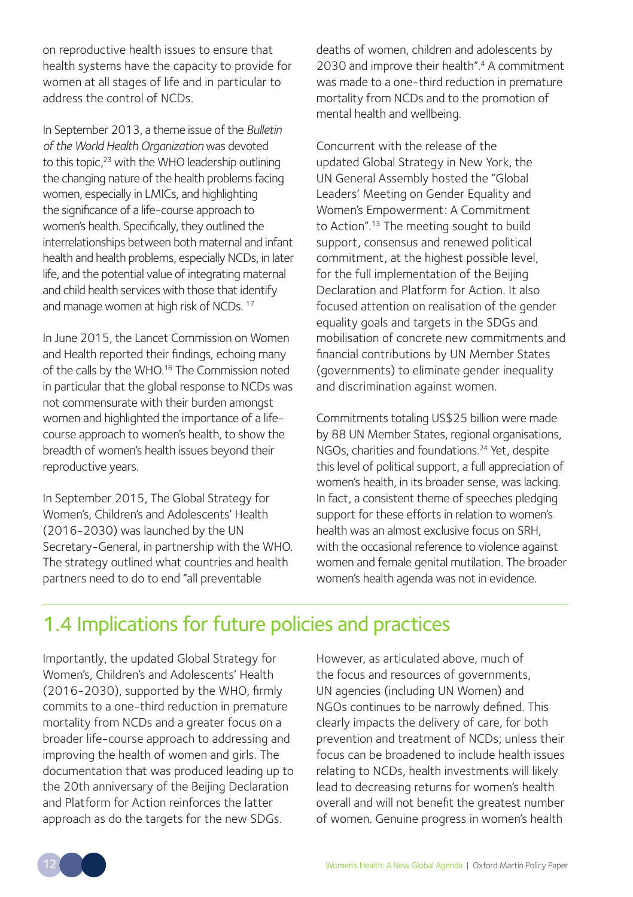on reproductive health issues to ensure that health systems have the capacity to provide for women at all stages of life and in particular to address the control of NCDs.

In September 2013, a theme issue of the *Bulletin of the World Health Organization* was devoted to this topic,[23] with the WHO leadership outlining the changing nature of the health problems facing women, especially in LMICs, and highlighting the significance of a life-course approach to women's health. Specifically, they outlined the interrelationships between both maternal and infant health and health problems, especially NCDs, in later life, and the potential value of integrating maternal and child health services with those that identify and manage women at high risk of NCDs. [17]

In June 2015, the Lancet Commission on Women and Health reported their findings, echoing many of the calls by the WHO.[16] The Commission noted in particular that the global response to NCDs was not commensurate with their burden amongst women and highlighted the importance of a life-course approach to women's health, to show the breadth of women's health issues beyond their reproductive years.

In September 2015, The Global Strategy for Women's, Children's and Adolescents' Health (2016-2030) was launched by the UN Secretary-General, in partnership with the WHO. The strategy outlined what countries and health partners need to do to end "all preventable deaths of women, children and adolescents by 2030 and improve their health".[4] A commitment was made to a one-third reduction in premature mortality from NCDs and to the promotion of mental health and wellbeing.

Concurrent with the release of the updated Global Strategy in New York, the UN General Assembly hosted the "Global Leaders' Meeting on Gender Equality and Women's Empowerment: A Commitment to Action".[13] The meeting sought to build support, consensus and renewed political commitment, at the highest possible level, for the full implementation of the Beijing Declaration and Platform for Action. It also focused attention on realisation of the gender equality goals and targets in the SDGs and mobilisation of concrete new commitments and financial contributions by UN Member States (governments) to eliminate gender inequality and discrimination against women.

Commitments totaling US$25 billion were made by 88 UN Member States, regional organisations, NGOs, charities and foundations.[24] Yet, despite this level of political support, a full appreciation of women's health, in its broader sense, was lacking. In fact, a consistent theme of speeches pledging support for these efforts in relation to women's health was an almost exclusive focus on SRH, with the occasional reference to violence against women and female genital mutilation. The broader women's health agenda was not in evidence.

## 1.4 Implications for future policies and practices

Importantly, the updated Global Strategy for Women's, Children's and Adolescents' Health (2016-2030), supported by the WHO, firmly commits to a one-third reduction in premature mortality from NCDs and a greater focus on a broader life-course approach to addressing and improving the health of women and girls. The documentation that was produced leading up to the 20th anniversary of the Beijing Declaration and Platform for Action reinforces the latter approach as do the targets for the new SDGs.

However, as articulated above, much of the focus and resources of governments, UN agencies (including UN Women) and NGOs continues to be narrowly defined. This clearly impacts the delivery of care, for both prevention and treatment of NCDs; unless their focus can be broadened to include health issues relating to NCDs, health investments will likely lead to decreasing returns for women's health overall and will not benefit the greatest number of women. Genuine progress in women's health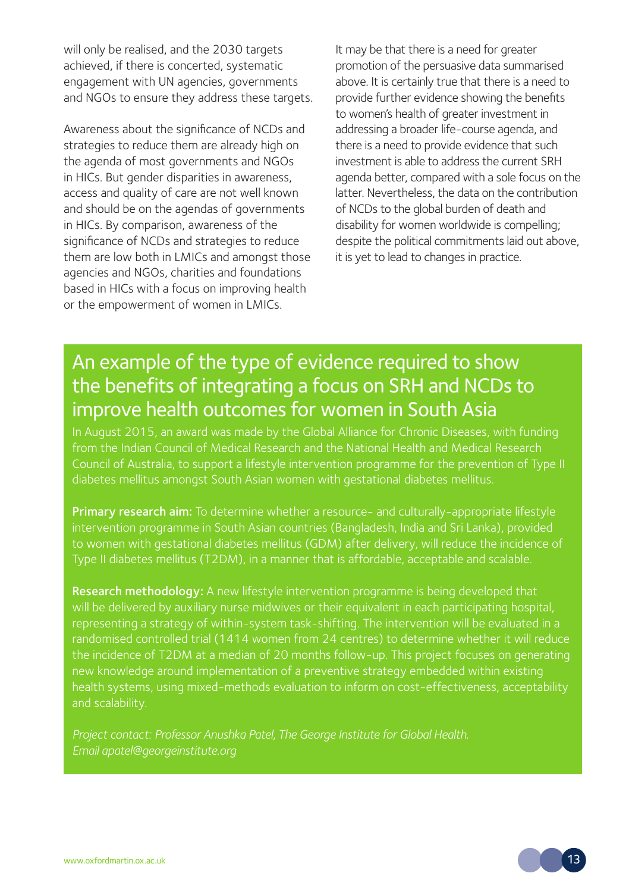will only be realised, and the 2030 targets achieved, if there is concerted, systematic engagement with UN agencies, governments and NGOs to ensure they address these targets.

Awareness about the significance of NCDs and strategies to reduce them are already high on the agenda of most governments and NGOs in HICs. But gender disparities in awareness, access and quality of care are not well known and should be on the agendas of governments in HICs. By comparison, awareness of the significance of NCDs and strategies to reduce them are low both in LMICs and amongst those agencies and NGOs, charities and foundations based in HICs with a focus on improving health or the empowerment of women in LMICs.

It may be that there is a need for greater promotion of the persuasive data summarised above. It is certainly true that there is a need to provide further evidence showing the benefits to women's health of greater investment in addressing a broader life-course agenda, and there is a need to provide evidence that such investment is able to address the current SRH agenda better, compared with a sole focus on the latter. Nevertheless, the data on the contribution of NCDs to the global burden of death and disability for women worldwide is compelling; despite the political commitments laid out above, it is yet to lead to changes in practice.

## An example of the type of evidence required to show the benefits of integrating a focus on SRH and NCDs to improve health outcomes for women in South Asia

In August 2015, an award was made by the Global Alliance for Chronic Diseases, with funding from the Indian Council of Medical Research and the National Health and Medical Research Council of Australia, to support a lifestyle intervention programme for the prevention of Type II diabetes mellitus amongst South Asian women with gestational diabetes mellitus.

**Primary research aim:** To determine whether a resource- and culturally-appropriate lifestyle intervention programme in South Asian countries (Bangladesh, India and Sri Lanka), provided to women with gestational diabetes mellitus (GDM) after delivery, will reduce the incidence of Type II diabetes mellitus (T2DM), in a manner that is affordable, acceptable and scalable.

**Research methodology:** A new lifestyle intervention programme is being developed that will be delivered by auxiliary nurse midwives or their equivalent in each participating hospital, representing a strategy of within-system task-shifting. The intervention will be evaluated in a randomised controlled trial (1414 women from 24 centres) to determine whether it will reduce the incidence of T2DM at a median of 20 months follow-up. This project focuses on generating new knowledge around implementation of a preventive strategy embedded within existing health systems, using mixed-methods evaluation to inform on cost-effectiveness, acceptability and scalability.

*Project contact: Professor Anushka Patel, The George Institute for Global Health. Email apatel@georgeinstitute.org*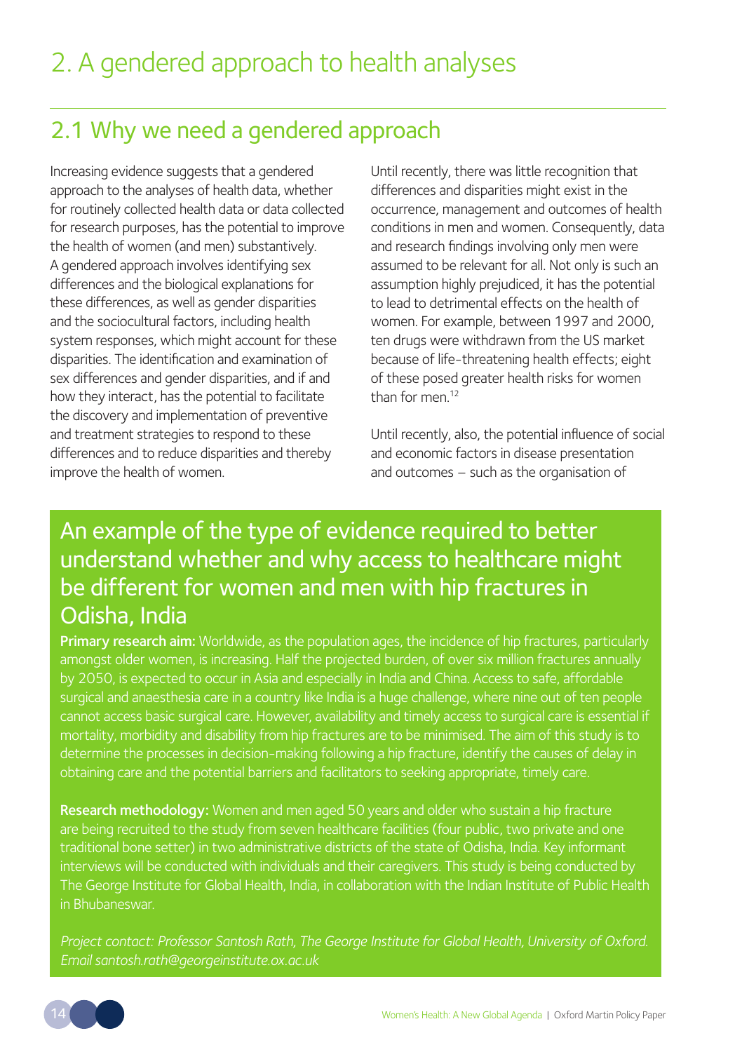# 2. A gendered approach to health analyses

## 2.1 Why we need a gendered approach

Increasing evidence suggests that a gendered approach to the analyses of health data, whether for routinely collected health data or data collected for research purposes, has the potential to improve the health of women (and men) substantively. A gendered approach involves identifying sex differences and the biological explanations for these differences, as well as gender disparities and the sociocultural factors, including health system responses, which might account for these disparities. The identification and examination of sex differences and gender disparities, and if and how they interact, has the potential to facilitate the discovery and implementation of preventive and treatment strategies to respond to these differences and to reduce disparities and thereby improve the health of women.

Until recently, there was little recognition that differences and disparities might exist in the occurrence, management and outcomes of health conditions in men and women. Consequently, data and research findings involving only men were assumed to be relevant for all. Not only is such an assumption highly prejudiced, it has the potential to lead to detrimental effects on the health of women. For example, between 1997 and 2000, ten drugs were withdrawn from the US market because of life-threatening health effects; eight of these posed greater health risks for women than for men.[12]

Until recently, also, the potential influence of social and economic factors in disease presentation and outcomes – such as the organisation of

### An example of the type of evidence required to better understand whether and why access to healthcare might be different for women and men with hip fractures in Odisha, India

**Primary research aim:** Worldwide, as the population ages, the incidence of hip fractures, particularly amongst older women, is increasing. Half the projected burden, of over six million fractures annually by 2050, is expected to occur in Asia and especially in India and China. Access to safe, affordable surgical and anaesthesia care in a country like India is a huge challenge, where nine out of ten people cannot access basic surgical care. However, availability and timely access to surgical care is essential if mortality, morbidity and disability from hip fractures are to be minimised. The aim of this study is to determine the processes in decision-making following a hip fracture, identify the causes of delay in obtaining care and the potential barriers and facilitators to seeking appropriate, timely care.

**Research methodology:** Women and men aged 50 years and older who sustain a hip fracture are being recruited to the study from seven healthcare facilities (four public, two private and one traditional bone setter) in two administrative districts of the state of Odisha, India. Key informant interviews will be conducted with individuals and their caregivers. This study is being conducted by The George Institute for Global Health, India, in collaboration with the Indian Institute of Public Health in Bhubaneswar.

*Project contact: Professor Santosh Rath, The George Institute for Global Health, University of Oxford. Email santosh.rath@georgeinstitute.ox.ac.uk*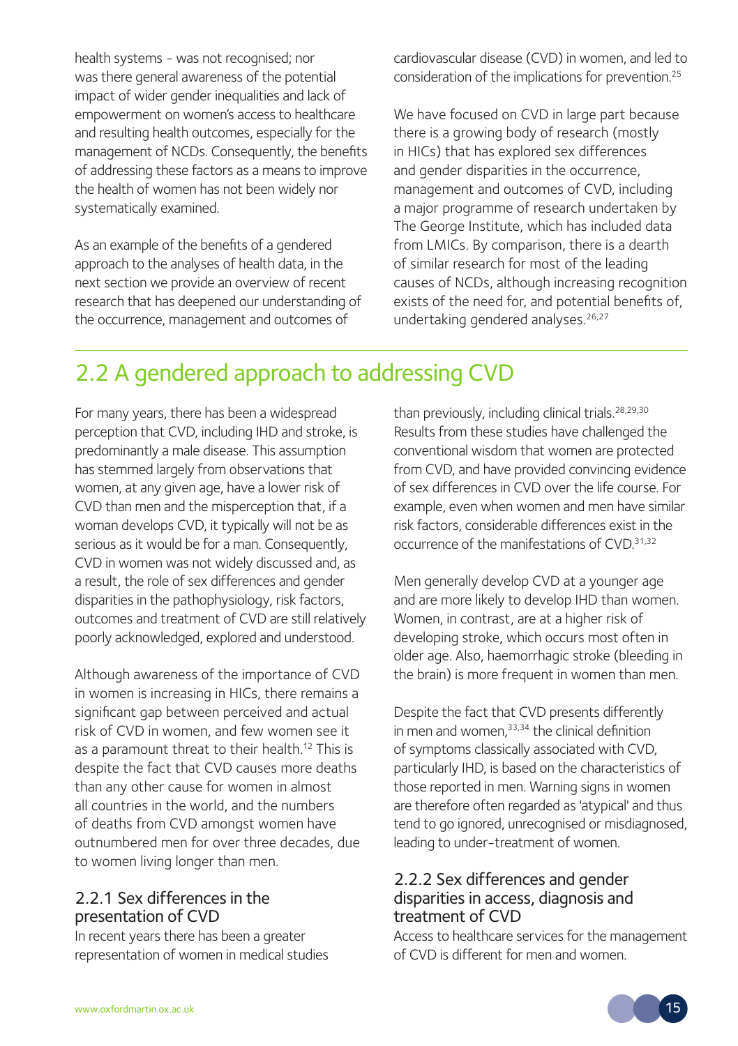health systems - was not recognised; nor was there general awareness of the potential impact of wider gender inequalities and lack of empowerment on women's access to healthcare and resulting health outcomes, especially for the management of NCDs. Consequently, the benefits of addressing these factors as a means to improve the health of women has not been widely nor systematically examined.

As an example of the benefits of a gendered approach to the analyses of health data, in the next section we provide an overview of recent research that has deepened our understanding of the occurrence, management and outcomes of cardiovascular disease (CVD) in women, and led to consideration of the implications for prevention.[25]

We have focused on CVD in large part because there is a growing body of research (mostly in HICs) that has explored sex differences and gender disparities in the occurrence, management and outcomes of CVD, including a major programme of research undertaken by The George Institute, which has included data from LMICs. By comparison, there is a dearth of similar research for most of the leading causes of NCDs, although increasing recognition exists of the need for, and potential benefits of, undertaking gendered analyses.[26,27]

## 2.2 A gendered approach to addressing CVD

For many years, there has been a widespread perception that CVD, including IHD and stroke, is predominantly a male disease. This assumption has stemmed largely from observations that women, at any given age, have a lower risk of CVD than men and the misperception that, if a woman develops CVD, it typically will not be as serious as it would be for a man. Consequently, CVD in women was not widely discussed and, as a result, the role of sex differences and gender disparities in the pathophysiology, risk factors, outcomes and treatment of CVD are still relatively poorly acknowledged, explored and understood.

Although awareness of the importance of CVD in women is increasing in HICs, there remains a significant gap between perceived and actual risk of CVD in women, and few women see it as a paramount threat to their health.[12] This is despite the fact that CVD causes more deaths than any other cause for women in almost all countries in the world, and the numbers of deaths from CVD amongst women have outnumbered men for over three decades, due to women living longer than men.

### 2.2.1 Sex differences in the presentation of CVD

In recent years there has been a greater representation of women in medical studies than previously, including clinical trials.[28,29,30] Results from these studies have challenged the conventional wisdom that women are protected from CVD, and have provided convincing evidence of sex differences in CVD over the life course. For example, even when women and men have similar risk factors, considerable differences exist in the occurrence of the manifestations of CVD.[31,32]

Men generally develop CVD at a younger age and are more likely to develop IHD than women. Women, in contrast, are at a higher risk of developing stroke, which occurs most often in older age. Also, haemorrhagic stroke (bleeding in the brain) is more frequent in women than men.

Despite the fact that CVD presents differently in men and women,[33,34] the clinical definition of symptoms classically associated with CVD, particularly IHD, is based on the characteristics of those reported in men. Warning signs in women are therefore often regarded as 'atypical' and thus tend to go ignored, unrecognised or misdiagnosed, leading to under-treatment of women.

### 2.2.2 Sex differences and gender disparities in access, diagnosis and treatment of CVD

Access to healthcare services for the management of CVD is different for men and women.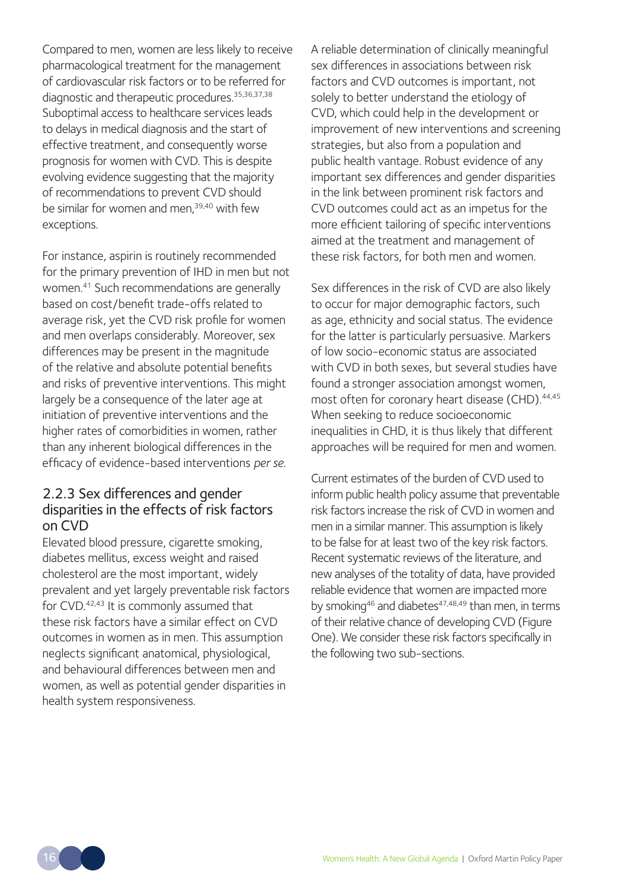Compared to men, women are less likely to receive pharmacological treatment for the management of cardiovascular risk factors or to be referred for diagnostic and therapeutic procedures.[35,36,37,38] Suboptimal access to healthcare services leads to delays in medical diagnosis and the start of effective treatment, and consequently worse prognosis for women with CVD. This is despite evolving evidence suggesting that the majority of recommendations to prevent CVD should be similar for women and men,[39,40] with few exceptions.

For instance, aspirin is routinely recommended for the primary prevention of IHD in men but not women.[41] Such recommendations are generally based on cost/benefit trade-offs related to average risk, yet the CVD risk profile for women and men overlaps considerably. Moreover, sex differences may be present in the magnitude of the relative and absolute potential benefits and risks of preventive interventions. This might largely be a consequence of the later age at initiation of preventive interventions and the higher rates of comorbidities in women, rather than any inherent biological differences in the efficacy of evidence-based interventions *per se*.

### 2.2.3 Sex differences and gender disparities in the effects of risk factors on CVD

Elevated blood pressure, cigarette smoking, diabetes mellitus, excess weight and raised cholesterol are the most important, widely prevalent and yet largely preventable risk factors for CVD.[42,43] It is commonly assumed that these risk factors have a similar effect on CVD outcomes in women as in men. This assumption neglects significant anatomical, physiological, and behavioural differences between men and women, as well as potential gender disparities in health system responsiveness.

A reliable determination of clinically meaningful sex differences in associations between risk factors and CVD outcomes is important, not solely to better understand the etiology of CVD, which could help in the development or improvement of new interventions and screening strategies, but also from a population and public health vantage. Robust evidence of any important sex differences and gender disparities in the link between prominent risk factors and CVD outcomes could act as an impetus for the more efficient tailoring of specific interventions aimed at the treatment and management of these risk factors, for both men and women.

Sex differences in the risk of CVD are also likely to occur for major demographic factors, such as age, ethnicity and social status. The evidence for the latter is particularly persuasive. Markers of low socio-economic status are associated with CVD in both sexes, but several studies have found a stronger association amongst women, most often for coronary heart disease (CHD).[44,45] When seeking to reduce socioeconomic inequalities in CHD, it is thus likely that different approaches will be required for men and women.

Current estimates of the burden of CVD used to inform public health policy assume that preventable risk factors increase the risk of CVD in women and men in a similar manner. This assumption is likely to be false for at least two of the key risk factors. Recent systematic reviews of the literature, and new analyses of the totality of data, have provided reliable evidence that women are impacted more by smoking[46] and diabetes[47,48,49] than men, in terms of their relative chance of developing CVD (Figure One). We consider these risk factors specifically in the following two sub-sections.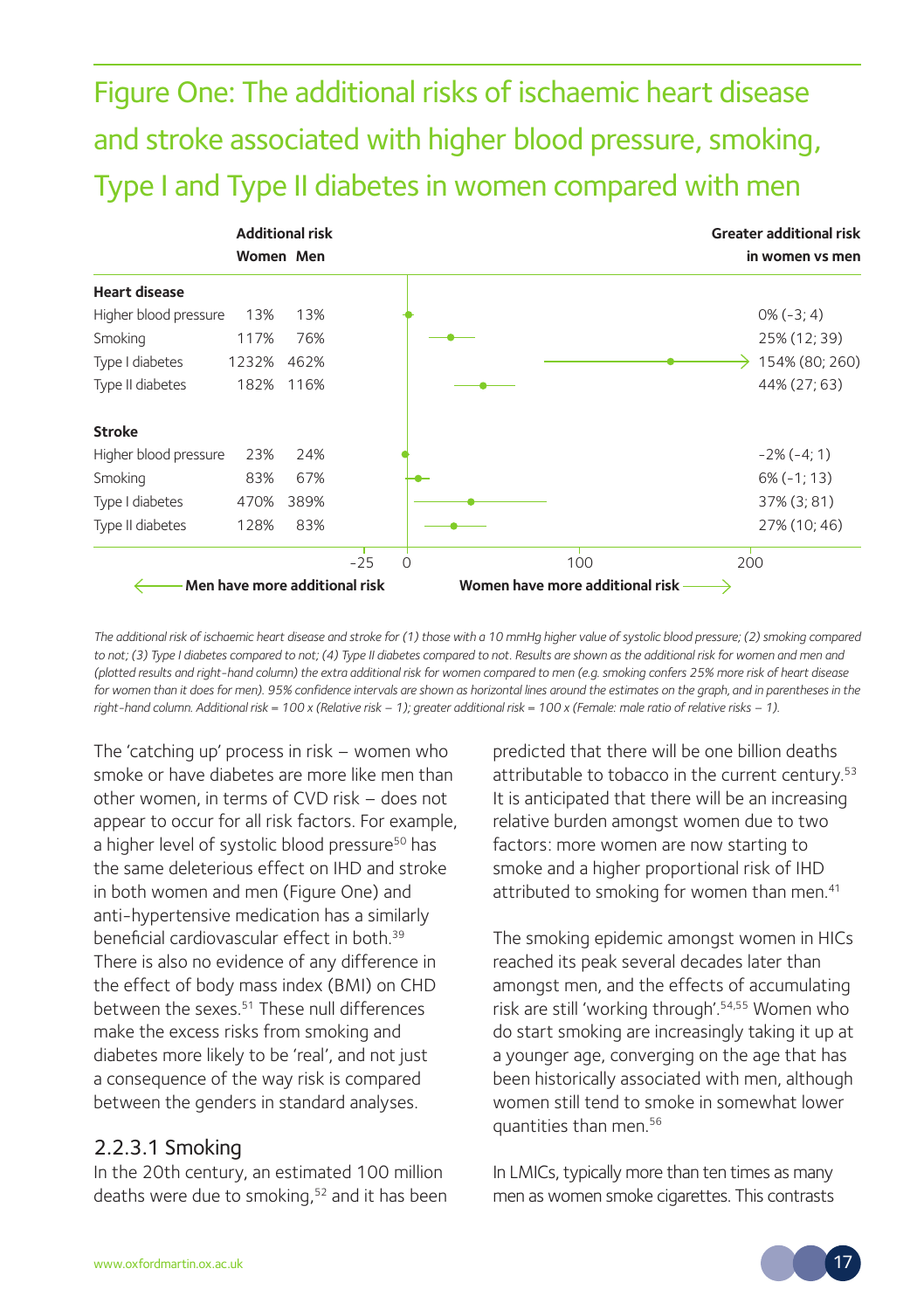## Figure One: The additional risks of ischaemic heart disease and stroke associated with higher blood pressure, smoking, Type I and Type II diabetes in women compared with men

| | Additional risk Women | Additional risk Men | Greater additional risk in women vs men |
|---|---|---|---|
| **Heart disease** | | | |
| Higher blood pressure | 13% | 13% | 0% (-3; 4) |
| Smoking | 117% | 76% | 25% (12; 39) |
| Type I diabetes | 1232% | 462% | 154% (80; 260) |
| Type II diabetes | 182% | 116% | 44% (27; 63) |
| **Stroke** | | | |
| Higher blood pressure | 23% | 24% | -2% (-4; 1) |
| Smoking | 83% | 67% | 6% (-1; 13) |
| Type I diabetes | 470% | 389% | 37% (3; 81) |
| Type II diabetes | 128% | 83% | 27% (10; 46) |

Axis: -25, 0, 100, 200. ← Men have more additional risk | Women have more additional risk →

*The additional risk of ischaemic heart disease and stroke for (1) those with a 10 mmHg higher value of systolic blood pressure; (2) smoking compared to not; (3) Type I diabetes compared to not; (4) Type II diabetes compared to not. Results are shown as the additional risk for women and men and (plotted results and right-hand column) the extra additional risk for women compared to men (e.g. smoking confers 25% more risk of heart disease for women than it does for men). 95% confidence intervals are shown as horizontal lines around the estimates on the graph, and in parentheses in the right-hand column. Additional risk = 100 x (Relative risk – 1); greater additional risk = 100 x (Female: male ratio of relative risks – 1).*

The 'catching up' process in risk – women who smoke or have diabetes are more like men than other women, in terms of CVD risk – does not appear to occur for all risk factors. For example, a higher level of systolic blood pressure[50] has the same deleterious effect on IHD and stroke in both women and men (Figure One) and anti-hypertensive medication has a similarly beneficial cardiovascular effect in both.[39] There is also no evidence of any difference in the effect of body mass index (BMI) on CHD between the sexes.[51] These null differences make the excess risks from smoking and diabetes more likely to be 'real', and not just a consequence of the way risk is compared between the genders in standard analyses.

### 2.2.3.1 Smoking

In the 20th century, an estimated 100 million deaths were due to smoking,[52] and it has been predicted that there will be one billion deaths attributable to tobacco in the current century.[53] It is anticipated that there will be an increasing relative burden amongst women due to two factors: more women are now starting to smoke and a higher proportional risk of IHD attributed to smoking for women than men.[41]

The smoking epidemic amongst women in HICs reached its peak several decades later than amongst men, and the effects of accumulating risk are still 'working through'.[54,55] Women who do start smoking are increasingly taking it up at a younger age, converging on the age that has been historically associated with men, although women still tend to smoke in somewhat lower quantities than men.[56]

In LMICs, typically more than ten times as many men as women smoke cigarettes. This contrasts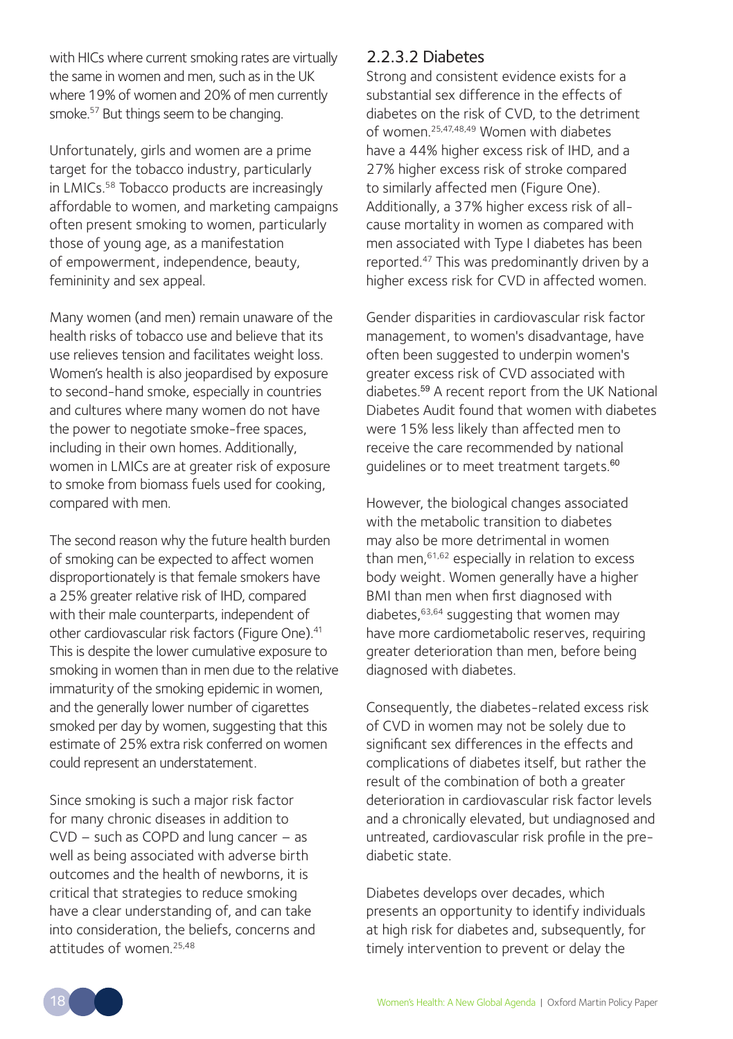with HICs where current smoking rates are virtually the same in women and men, such as in the UK where 19% of women and 20% of men currently smoke.[57] But things seem to be changing.

Unfortunately, girls and women are a prime target for the tobacco industry, particularly in LMICs.[58] Tobacco products are increasingly affordable to women, and marketing campaigns often present smoking to women, particularly those of young age, as a manifestation of empowerment, independence, beauty, femininity and sex appeal.

Many women (and men) remain unaware of the health risks of tobacco use and believe that its use relieves tension and facilitates weight loss. Women's health is also jeopardised by exposure to second-hand smoke, especially in countries and cultures where many women do not have the power to negotiate smoke-free spaces, including in their own homes. Additionally, women in LMICs are at greater risk of exposure to smoke from biomass fuels used for cooking, compared with men.

The second reason why the future health burden of smoking can be expected to affect women disproportionately is that female smokers have a 25% greater relative risk of IHD, compared with their male counterparts, independent of other cardiovascular risk factors (Figure One).[41] This is despite the lower cumulative exposure to smoking in women than in men due to the relative immaturity of the smoking epidemic in women, and the generally lower number of cigarettes smoked per day by women, suggesting that this estimate of 25% extra risk conferred on women could represent an understatement.

Since smoking is such a major risk factor for many chronic diseases in addition to CVD – such as COPD and lung cancer – as well as being associated with adverse birth outcomes and the health of newborns, it is critical that strategies to reduce smoking have a clear understanding of, and can take into consideration, the beliefs, concerns and attitudes of women.[25,48]

### 2.2.3.2 Diabetes

Strong and consistent evidence exists for a substantial sex difference in the effects of diabetes on the risk of CVD, to the detriment of women.[25,47,48,49] Women with diabetes have a 44% higher excess risk of IHD, and a 27% higher excess risk of stroke compared to similarly affected men (Figure One). Additionally, a 37% higher excess risk of all-cause mortality in women as compared with men associated with Type I diabetes has been reported.[47] This was predominantly driven by a higher excess risk for CVD in affected women.

Gender disparities in cardiovascular risk factor management, to women's disadvantage, have often been suggested to underpin women's greater excess risk of CVD associated with diabetes.[59] A recent report from the UK National Diabetes Audit found that women with diabetes were 15% less likely than affected men to receive the care recommended by national guidelines or to meet treatment targets.[60]

However, the biological changes associated with the metabolic transition to diabetes may also be more detrimental in women than men,[61,62] especially in relation to excess body weight. Women generally have a higher BMI than men when first diagnosed with diabetes,[63,64] suggesting that women may have more cardiometabolic reserves, requiring greater deterioration than men, before being diagnosed with diabetes.

Consequently, the diabetes-related excess risk of CVD in women may not be solely due to significant sex differences in the effects and complications of diabetes itself, but rather the result of the combination of both a greater deterioration in cardiovascular risk factor levels and a chronically elevated, but undiagnosed and untreated, cardiovascular risk profile in the pre-diabetic state.

Diabetes develops over decades, which presents an opportunity to identify individuals at high risk for diabetes and, subsequently, for timely intervention to prevent or delay the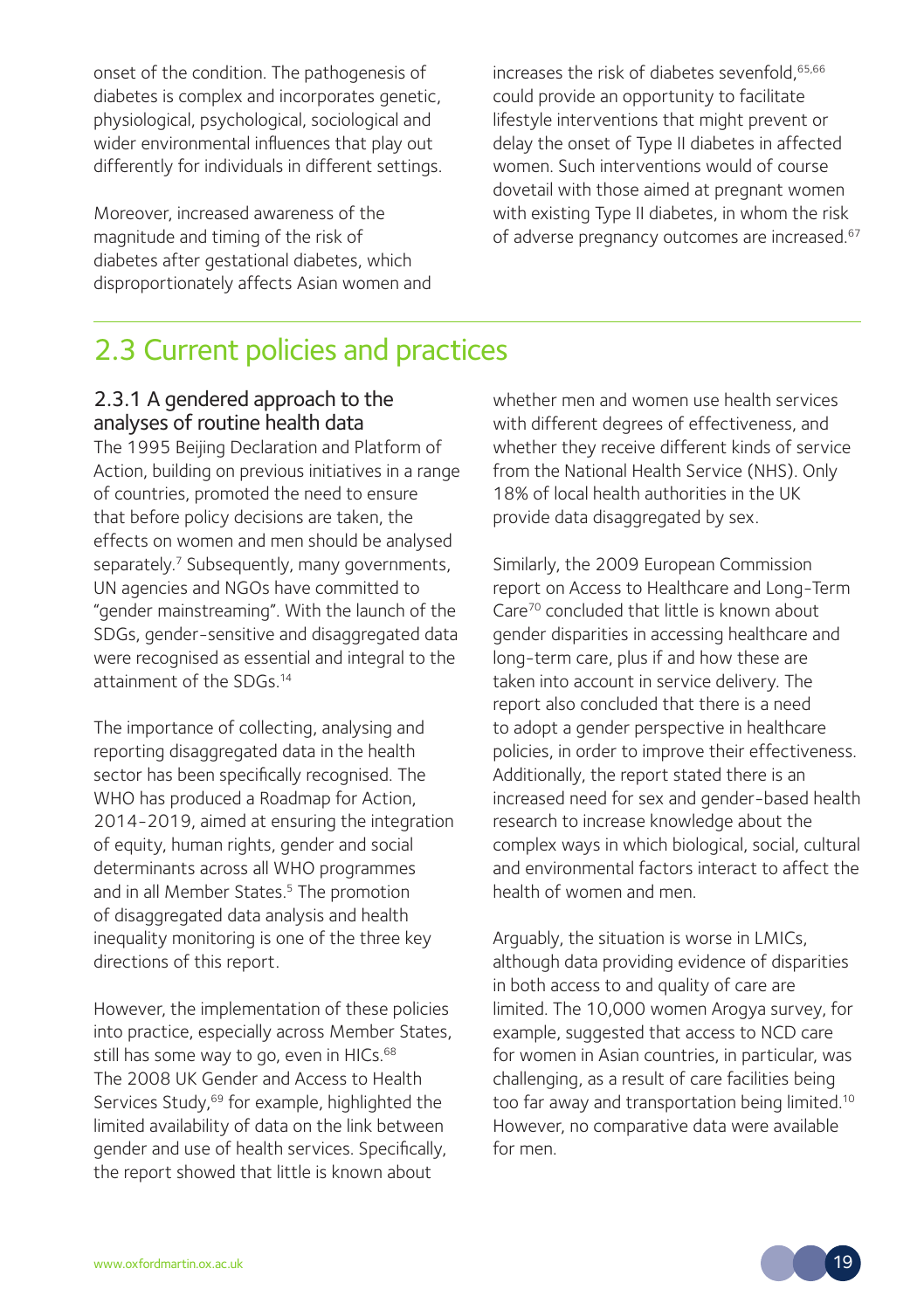onset of the condition. The pathogenesis of diabetes is complex and incorporates genetic, physiological, psychological, sociological and wider environmental influences that play out differently for individuals in different settings.

Moreover, increased awareness of the magnitude and timing of the risk of diabetes after gestational diabetes, which disproportionately affects Asian women and increases the risk of diabetes sevenfold,[65,66] could provide an opportunity to facilitate lifestyle interventions that might prevent or delay the onset of Type II diabetes in affected women. Such interventions would of course dovetail with those aimed at pregnant women with existing Type II diabetes, in whom the risk of adverse pregnancy outcomes are increased.[67]

## 2.3 Current policies and practices

### 2.3.1 A gendered approach to the analyses of routine health data

The 1995 Beijing Declaration and Platform of Action, building on previous initiatives in a range of countries, promoted the need to ensure that before policy decisions are taken, the effects on women and men should be analysed separately.[7] Subsequently, many governments, UN agencies and NGOs have committed to "gender mainstreaming". With the launch of the SDGs, gender-sensitive and disaggregated data were recognised as essential and integral to the attainment of the SDGs.[14]

The importance of collecting, analysing and reporting disaggregated data in the health sector has been specifically recognised. The WHO has produced a Roadmap for Action, 2014-2019, aimed at ensuring the integration of equity, human rights, gender and social determinants across all WHO programmes and in all Member States.[5] The promotion of disaggregated data analysis and health inequality monitoring is one of the three key directions of this report.

However, the implementation of these policies into practice, especially across Member States, still has some way to go, even in HICs.[68] The 2008 UK Gender and Access to Health Services Study,[69] for example, highlighted the limited availability of data on the link between gender and use of health services. Specifically, the report showed that little is known about whether men and women use health services with different degrees of effectiveness, and whether they receive different kinds of service from the National Health Service (NHS). Only 18% of local health authorities in the UK provide data disaggregated by sex.

Similarly, the 2009 European Commission report on Access to Healthcare and Long-Term Care[70] concluded that little is known about gender disparities in accessing healthcare and long-term care, plus if and how these are taken into account in service delivery. The report also concluded that there is a need to adopt a gender perspective in healthcare policies, in order to improve their effectiveness. Additionally, the report stated there is an increased need for sex and gender-based health research to increase knowledge about the complex ways in which biological, social, cultural and environmental factors interact to affect the health of women and men.

Arguably, the situation is worse in LMICs, although data providing evidence of disparities in both access to and quality of care are limited. The 10,000 women Arogya survey, for example, suggested that access to NCD care for women in Asian countries, in particular, was challenging, as a result of care facilities being too far away and transportation being limited.[10] However, no comparative data were available for men.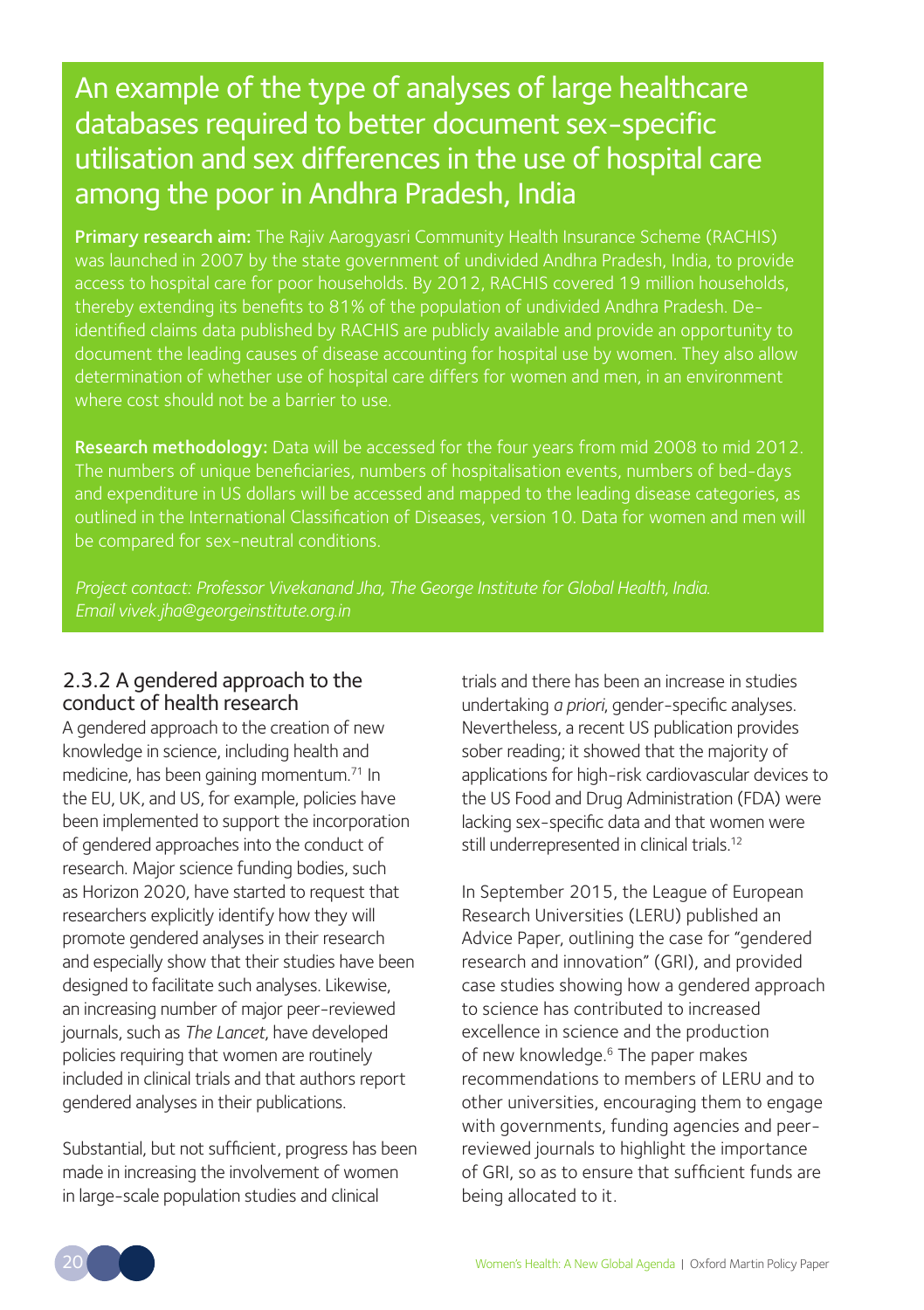## An example of the type of analyses of large healthcare databases required to better document sex-specific utilisation and sex differences in the use of hospital care among the poor in Andhra Pradesh, India

**Primary research aim:** The Rajiv Aarogyasri Community Health Insurance Scheme (RACHIS) was launched in 2007 by the state government of undivided Andhra Pradesh, India, to provide access to hospital care for poor households. By 2012, RACHIS covered 19 million households, thereby extending its benefits to 81% of the population of undivided Andhra Pradesh. De-identified claims data published by RACHIS are publicly available and provide an opportunity to document the leading causes of disease accounting for hospital use by women. They also allow determination of whether use of hospital care differs for women and men, in an environment where cost should not be a barrier to use.

**Research methodology:** Data will be accessed for the four years from mid 2008 to mid 2012. The numbers of unique beneficiaries, numbers of hospitalisation events, numbers of bed-days and expenditure in US dollars will be accessed and mapped to the leading disease categories, as outlined in the International Classification of Diseases, version 10. Data for women and men will be compared for sex-neutral conditions.

*Project contact: Professor Vivekanand Jha, The George Institute for Global Health, India. Email vivek.jha@georgeinstitute.org.in*

### 2.3.2 A gendered approach to the conduct of health research

A gendered approach to the creation of new knowledge in science, including health and medicine, has been gaining momentum.[71] In the EU, UK, and US, for example, policies have been implemented to support the incorporation of gendered approaches into the conduct of research. Major science funding bodies, such as Horizon 2020, have started to request that researchers explicitly identify how they will promote gendered analyses in their research and especially show that their studies have been designed to facilitate such analyses. Likewise, an increasing number of major peer-reviewed journals, such as *The Lancet*, have developed policies requiring that women are routinely included in clinical trials and that authors report gendered analyses in their publications.

Substantial, but not sufficient, progress has been made in increasing the involvement of women in large-scale population studies and clinical trials and there has been an increase in studies undertaking *a priori*, gender-specific analyses. Nevertheless, a recent US publication provides sober reading; it showed that the majority of applications for high-risk cardiovascular devices to the US Food and Drug Administration (FDA) were lacking sex-specific data and that women were still underrepresented in clinical trials.[12]

In September 2015, the League of European Research Universities (LERU) published an Advice Paper, outlining the case for "gendered research and innovation" (GRI), and provided case studies showing how a gendered approach to science has contributed to increased excellence in science and the production of new knowledge.[6] The paper makes recommendations to members of LERU and to other universities, encouraging them to engage with governments, funding agencies and peer-reviewed journals to highlight the importance of GRI, so as to ensure that sufficient funds are being allocated to it.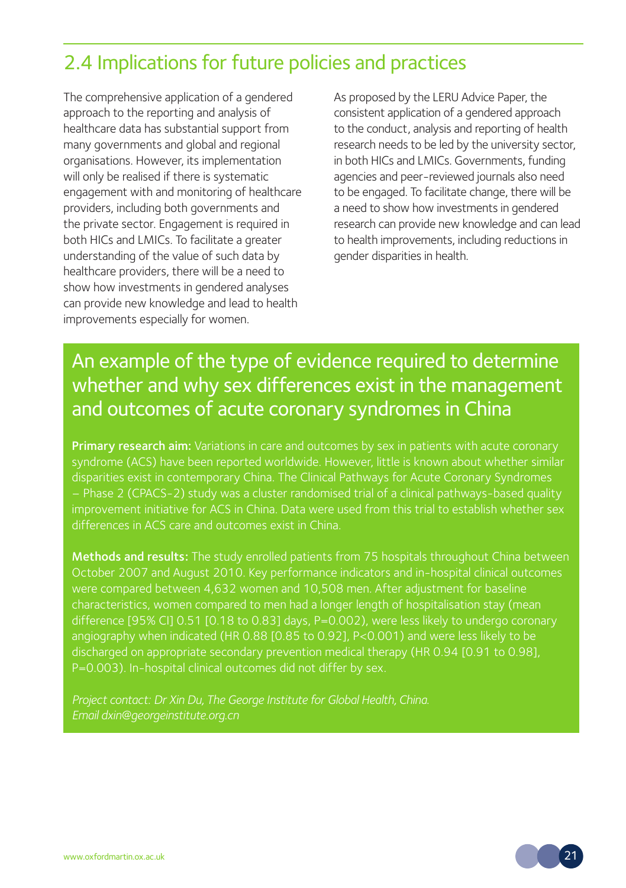## 2.4 Implications for future policies and practices

The comprehensive application of a gendered approach to the reporting and analysis of healthcare data has substantial support from many governments and global and regional organisations. However, its implementation will only be realised if there is systematic engagement with and monitoring of healthcare providers, including both governments and the private sector. Engagement is required in both HICs and LMICs. To facilitate a greater understanding of the value of such data by healthcare providers, there will be a need to show how investments in gendered analyses can provide new knowledge and lead to health improvements especially for women.

As proposed by the LERU Advice Paper, the consistent application of a gendered approach to the conduct, analysis and reporting of health research needs to be led by the university sector, in both HICs and LMICs. Governments, funding agencies and peer-reviewed journals also need to be engaged. To facilitate change, there will be a need to show how investments in gendered research can provide new knowledge and can lead to health improvements, including reductions in gender disparities in health.

### An example of the type of evidence required to determine whether and why sex differences exist in the management and outcomes of acute coronary syndromes in China

**Primary research aim:** Variations in care and outcomes by sex in patients with acute coronary syndrome (ACS) have been reported worldwide. However, little is known about whether similar disparities exist in contemporary China. The Clinical Pathways for Acute Coronary Syndromes – Phase 2 (CPACS-2) study was a cluster randomised trial of a clinical pathways-based quality improvement initiative for ACS in China. Data were used from this trial to establish whether sex differences in ACS care and outcomes exist in China.

**Methods and results:** The study enrolled patients from 75 hospitals throughout China between October 2007 and August 2010. Key performance indicators and in-hospital clinical outcomes were compared between 4,632 women and 10,508 men. After adjustment for baseline characteristics, women compared to men had a longer length of hospitalisation stay (mean difference [95% CI] 0.51 [0.18 to 0.83] days, $P=0.002$), were less likely to undergo coronary angiography when indicated (HR 0.88 [0.85 to 0.92], $P<0.001$) and were less likely to be discharged on appropriate secondary prevention medical therapy (HR 0.94 [0.91 to 0.98], $P=0.003$). In-hospital clinical outcomes did not differ by sex.

*Project contact: Dr Xin Du, The George Institute for Global Health, China.*
*Email dxin@georgeinstitute.org.cn*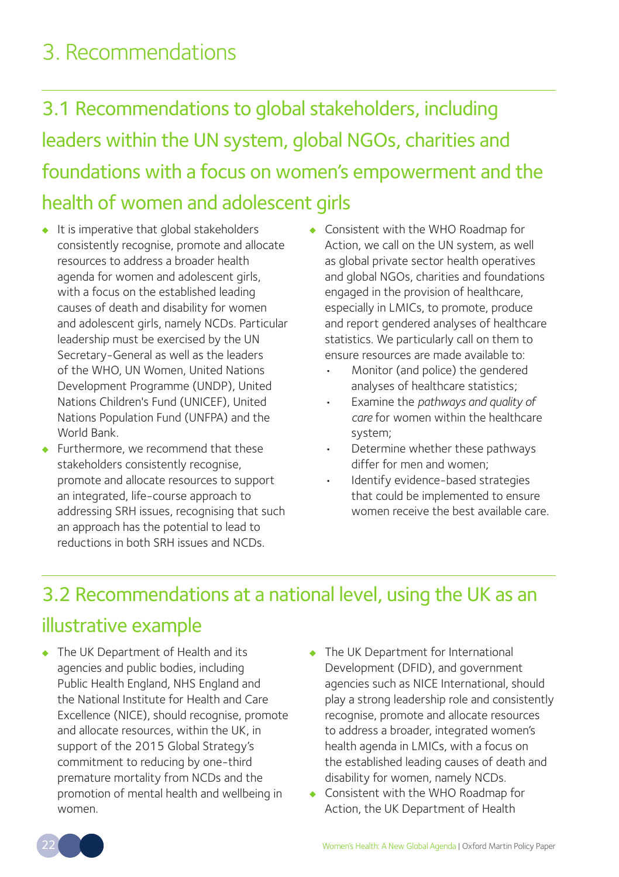# 3. Recommendations

## 3.1 Recommendations to global stakeholders, including leaders within the UN system, global NGOs, charities and foundations with a focus on women's empowerment and the health of women and adolescent girls

- It is imperative that global stakeholders consistently recognise, promote and allocate resources to address a broader health agenda for women and adolescent girls, with a focus on the established leading causes of death and disability for women and adolescent girls, namely NCDs. Particular leadership must be exercised by the UN Secretary-General as well as the leaders of the WHO, UN Women, United Nations Development Programme (UNDP), United Nations Children's Fund (UNICEF), United Nations Population Fund (UNFPA) and the World Bank.
- Furthermore, we recommend that these stakeholders consistently recognise, promote and allocate resources to support an integrated, life-course approach to addressing SRH issues, recognising that such an approach has the potential to lead to reductions in both SRH issues and NCDs.
- Consistent with the WHO Roadmap for Action, we call on the UN system, as well as global private sector health operatives and global NGOs, charities and foundations engaged in the provision of healthcare, especially in LMICs, to promote, produce and report gendered analyses of healthcare statistics. We particularly call on them to ensure resources are made available to:
    - Monitor (and police) the gendered analyses of healthcare statistics;
    - Examine the *pathways and quality of care* for women within the healthcare system;
    - Determine whether these pathways differ for men and women;
    - Identify evidence-based strategies that could be implemented to ensure women receive the best available care.

## 3.2 Recommendations at a national level, using the UK as an illustrative example

- The UK Department of Health and its agencies and public bodies, including Public Health England, NHS England and the National Institute for Health and Care Excellence (NICE), should recognise, promote and allocate resources, within the UK, in support of the 2015 Global Strategy's commitment to reducing by one-third premature mortality from NCDs and the promotion of mental health and wellbeing in women.
- The UK Department for International Development (DFID), and government agencies such as NICE International, should play a strong leadership role and consistently recognise, promote and allocate resources to address a broader, integrated women's health agenda in LMICs, with a focus on the established leading causes of death and disability for women, namely NCDs.
- Consistent with the WHO Roadmap for Action, the UK Department of Health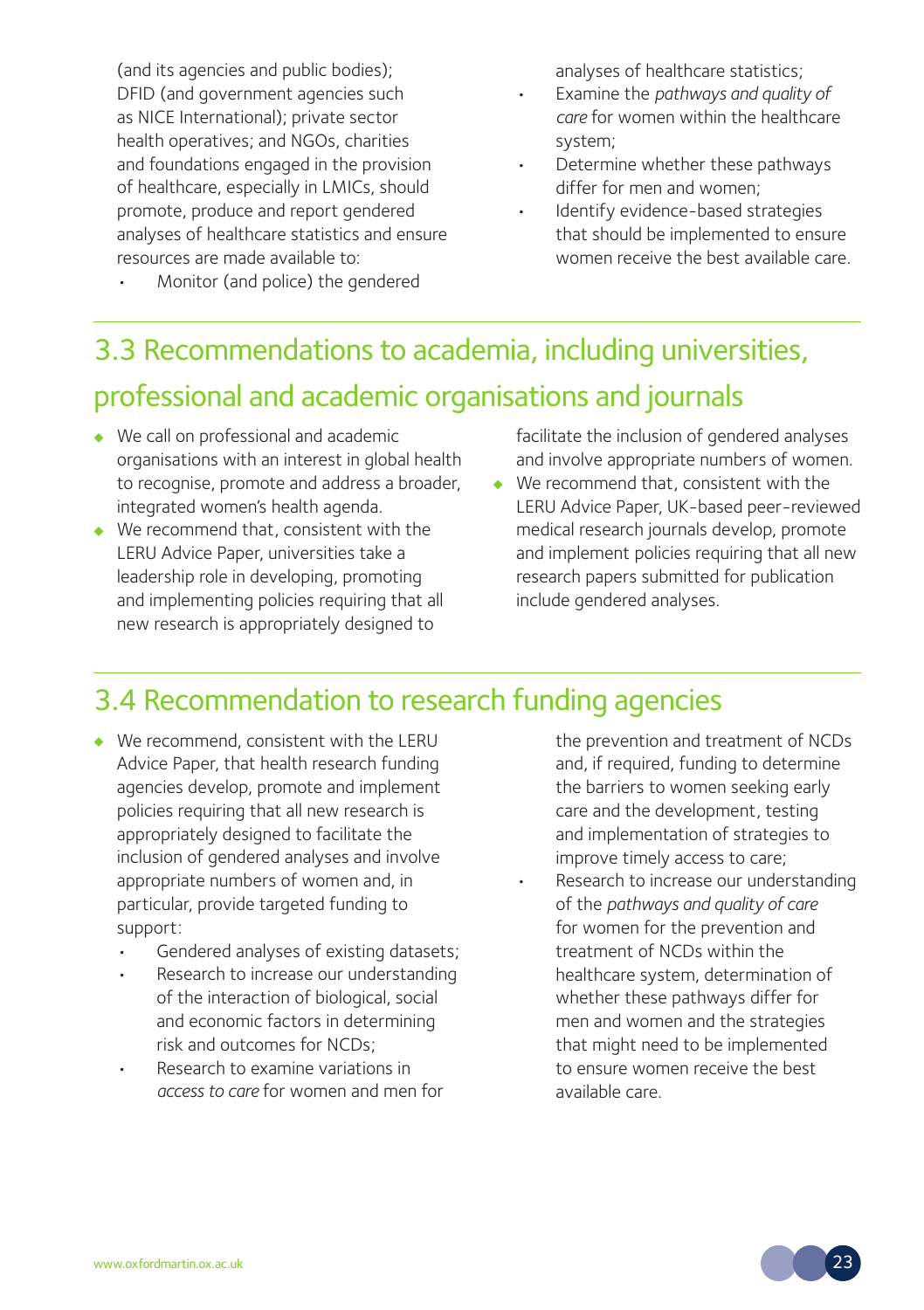(and its agencies and public bodies); DFID (and government agencies such as NICE International); private sector health operatives; and NGOs, charities and foundations engaged in the provision of healthcare, especially in LMICs, should promote, produce and report gendered analyses of healthcare statistics and ensure resources are made available to:

- Monitor (and police) the gendered analyses of healthcare statistics;
- Examine the *pathways and quality of care* for women within the healthcare system;
- Determine whether these pathways differ for men and women;
- Identify evidence-based strategies that should be implemented to ensure women receive the best available care.

## 3.3 Recommendations to academia, including universities, professional and academic organisations and journals

- We call on professional and academic organisations with an interest in global health to recognise, promote and address a broader, integrated women's health agenda.
- We recommend that, consistent with the LERU Advice Paper, universities take a leadership role in developing, promoting and implementing policies requiring that all new research is appropriately designed to facilitate the inclusion of gendered analyses and involve appropriate numbers of women.
- We recommend that, consistent with the LERU Advice Paper, UK-based peer-reviewed medical research journals develop, promote and implement policies requiring that all new research papers submitted for publication include gendered analyses.

## 3.4 Recommendation to research funding agencies

- We recommend, consistent with the LERU Advice Paper, that health research funding agencies develop, promote and implement policies requiring that all new research is appropriately designed to facilitate the inclusion of gendered analyses and involve appropriate numbers of women and, in particular, provide targeted funding to support:
  - Gendered analyses of existing datasets;
  - Research to increase our understanding of the interaction of biological, social and economic factors in determining risk and outcomes for NCDs;
  - Research to examine variations in *access to care* for women and men for the prevention and treatment of NCDs and, if required, funding to determine the barriers to women seeking early care and the development, testing and implementation of strategies to improve timely access to care;
  - Research to increase our understanding of the *pathways and quality of care* for women for the prevention and treatment of NCDs within the healthcare system, determination of whether these pathways differ for men and women and the strategies that might need to be implemented to ensure women receive the best available care.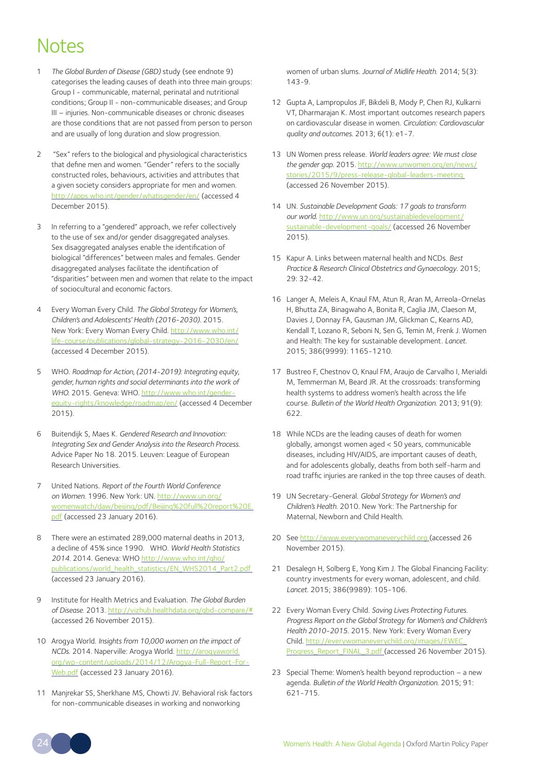# Notes

1. *The Global Burden of Disease (GBD)* study (see endnote 9) categorises the leading causes of death into three main groups: Group I - communicable, maternal, perinatal and nutritional conditions; Group II - non-communicable diseases; and Group III – injuries. Non-communicable diseases or chronic diseases are those conditions that are not passed from person to person and are usually of long duration and slow progression.

2. "Sex" refers to the biological and physiological characteristics that define men and women. "Gender" refers to the socially constructed roles, behaviours, activities and attributes that a given society considers appropriate for men and women. http://apps.who.int/gender/whatisgender/en/ (accessed 4 December 2015).

3. In referring to a "gendered" approach, we refer collectively to the use of sex and/or gender disaggregated analyses. Sex disaggregated analyses enable the identification of biological "differences" between males and females. Gender disaggregated analyses facilitate the identification of "disparities" between men and women that relate to the impact of sociocultural and economic factors.

4. Every Woman Every Child. *The Global Strategy for Women's, Children's and Adolescents' Health (2016-2030).* 2015. New York: Every Woman Every Child. http://www.who.int/life-course/publications/global-strategy-2016-2030/en/ (accessed 4 December 2015).

5. WHO. *Roadmap for Action, (2014-2019): Integrating equity, gender, human rights and social determinants into the work of WHO.* 2015. Geneva: WHO. http://www.who.int/gender-equity-rights/knowledge/roadmap/en/ (accessed 4 December 2015).

6. Buitendijk S, Maes K. *Gendered Research and Innovation: Integrating Sex and Gender Analysis into the Research Process.* Advice Paper No 18. 2015. Leuven: League of European Research Universities.

7. United Nations. *Report of the Fourth World Conference on Women.* 1996. New York: UN. http://www.un.org/womenwatch/daw/beijing/pdf/Beijing%20full%20report%20E.pdf (accessed 23 January 2016).

8. There were an estimated 289,000 maternal deaths in 2013, a decline of 45% since 1990. WHO. *World Health Statistics 2014.* 2014. Geneva: WHO http://www.who.int/gho/publications/world_health_statistics/EN_WHS2014_Part2.pdf (accessed 23 January 2016).

9. Institute for Health Metrics and Evaluation. *The Global Burden of Disease.* 2013. http://vizhub.healthdata.org/gbd-compare/# (accessed 26 November 2015).

10. Arogya World. *Insights from 10,000 women on the impact of NCDs.* 2014. Naperville: Arogya World. http://arogyaworld.org/wp-content/uploads/2014/12/Arogya-Full-Report-For-Web.pdf (accessed 23 January 2016).

11. Manjrekar SS, Sherkhane MS, Chowti JV. Behavioral risk factors for non-communicable diseases in working and nonworking women of urban slums. *Journal of Midlife Health.* 2014; 5(3): 143-9.

12. Gupta A, Lampropulos JF, Bikdeli B, Mody P, Chen RJ, Kulkarni VT, Dharmarajan K. Most important outcomes research papers on cardiovascular disease in women. *Circulation: Cardiovascular quality and outcomes.* 2013; 6(1): e1-7.

13. UN Women press release. *World leaders agree: We must close the gender gap.* 2015. http://www.unwomen.org/en/news/stories/2015/9/press-release-global-leaders-meeting (accessed 26 November 2015).

14. UN. *Sustainable Development Goals: 17 goals to transform our world.* http://www.un.org/sustainabledevelopment/sustainable-development-goals/ (accessed 26 November 2015).

15. Kapur A. Links between maternal health and NCDs. *Best Practice & Research Clinical Obstetrics and Gynaecology.* 2015; 29: 32-42.

16. Langer A, Meleis A, Knaul FM, Atun R, Aran M, Arreola-Ornelas H, Bhutta ZA, Binagwaho A, Bonita R, Caglia JM, Claeson M, Davies J, Donnay FA, Gausman JM, Glickman C, Kearns AD, Kendall T, Lozano R, Seboni N, Sen G, Temin M, Frenk J. Women and Health: The key for sustainable development. *Lancet.* 2015; 386(9999): 1165-1210.

17. Bustreo F, Chestnov O, Knaul FM, Araujo de Carvalho I, Merialdi M, Temmerman M, Beard JR. At the crossroads: transforming health systems to address women's health across the life course. *Bulletin of the World Health Organization.* 2013; 91(9): 622.

18. While NCDs are the leading causes of death for women globally, amongst women aged < 50 years, communicable diseases, including HIV/AIDS, are important causes of death, and for adolescents globally, deaths from both self-harm and road traffic injuries are ranked in the top three causes of death.

19. UN Secretary-General. *Global Strategy for Women's and Children's Health.* 2010. New York: The Partnership for Maternal, Newborn and Child Health.

20. See http://www.everywomaneverychild.org (accessed 26 November 2015).

21. Desalegn H, Solberg E, Yong Kim J. The Global Financing Facility: country investments for every woman, adolescent, and child. *Lancet.* 2015; 386(9989): 105-106.

22. Every Woman Every Child. *Saving Lives Protecting Futures. Progress Report on the Global Strategy for Women's and Children's Health 2010-2015.* 2015. New York: Every Woman Every Child. http://everywomaneverychild.org/images/EWEC_Progress_Report_FINAL_3.pdf (accessed 26 November 2015).

23. Special Theme: Women's health beyond reproduction – a new agenda. *Bulletin of the World Health Organization.* 2015; 91: 621-715.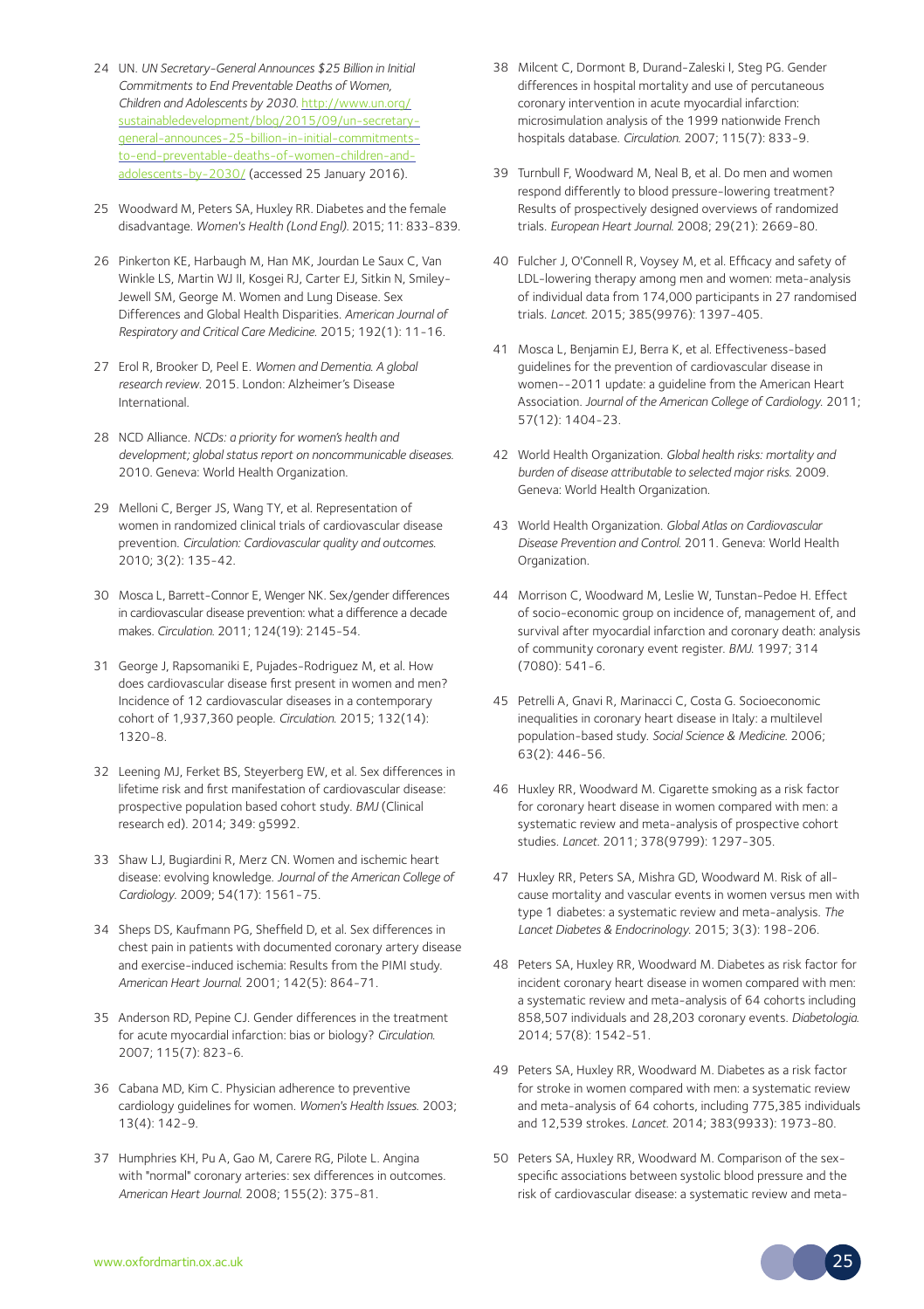24 UN. *UN Secretary-General Announces $25 Billion in Initial Commitments to End Preventable Deaths of Women, Children and Adolescents by 2030.* http://www.un.org/sustainabledevelopment/blog/2015/09/un-secretary-general-announces-25-billion-in-initial-commitments-to-end-preventable-deaths-of-women-children-and-adolescents-by-2030/ (accessed 25 January 2016).

25 Woodward M, Peters SA, Huxley RR. Diabetes and the female disadvantage. *Women's Health (Lond Engl).* 2015; 11: 833-839.

26 Pinkerton KE, Harbaugh M, Han MK, Jourdan Le Saux C, Van Winkle LS, Martin WJ II, Kosgei RJ, Carter EJ, Sitkin N, Smiley-Jewell SM, George M. Women and Lung Disease. Sex Differences and Global Health Disparities. *American Journal of Respiratory and Critical Care Medicine.* 2015; 192(1): 11-16.

27 Erol R, Brooker D, Peel E. *Women and Dementia. A global research review.* 2015. London: Alzheimer's Disease International.

28 NCD Alliance. *NCDs: a priority for women's health and development; global status report on noncommunicable diseases.* 2010. Geneva: World Health Organization.

29 Melloni C, Berger JS, Wang TY, et al. Representation of women in randomized clinical trials of cardiovascular disease prevention. *Circulation: Cardiovascular quality and outcomes.* 2010; 3(2): 135-42.

30 Mosca L, Barrett-Connor E, Wenger NK. Sex/gender differences in cardiovascular disease prevention: what a difference a decade makes. *Circulation.* 2011; 124(19): 2145-54.

31 George J, Rapsomaniki E, Pujades-Rodriguez M, et al. How does cardiovascular disease first present in women and men? Incidence of 12 cardiovascular diseases in a contemporary cohort of 1,937,360 people. *Circulation.* 2015; 132(14): 1320-8.

32 Leening MJ, Ferket BS, Steyerberg EW, et al. Sex differences in lifetime risk and first manifestation of cardiovascular disease: prospective population based cohort study. *BMJ* (Clinical research ed). 2014; 349: g5992.

33 Shaw LJ, Bugiardini R, Merz CN. Women and ischemic heart disease: evolving knowledge. *Journal of the American College of Cardiology.* 2009; 54(17): 1561-75.

34 Sheps DS, Kaufmann PG, Sheffield D, et al. Sex differences in chest pain in patients with documented coronary artery disease and exercise-induced ischemia: Results from the PIMI study. *American Heart Journal.* 2001; 142(5): 864-71.

35 Anderson RD, Pepine CJ. Gender differences in the treatment for acute myocardial infarction: bias or biology? *Circulation.* 2007; 115(7): 823-6.

36 Cabana MD, Kim C. Physician adherence to preventive cardiology guidelines for women. *Women's Health Issues.* 2003; 13(4): 142-9.

37 Humphries KH, Pu A, Gao M, Carere RG, Pilote L. Angina with "normal" coronary arteries: sex differences in outcomes. *American Heart Journal.* 2008; 155(2): 375-81.

38 Milcent C, Dormont B, Durand-Zaleski I, Steg PG. Gender differences in hospital mortality and use of percutaneous coronary intervention in acute myocardial infarction: microsimulation analysis of the 1999 nationwide French hospitals database. *Circulation.* 2007; 115(7): 833-9.

39 Turnbull F, Woodward M, Neal B, et al. Do men and women respond differently to blood pressure-lowering treatment? Results of prospectively designed overviews of randomized trials. *European Heart Journal.* 2008; 29(21): 2669-80.

40 Fulcher J, O'Connell R, Voysey M, et al. Efficacy and safety of LDL-lowering therapy among men and women: meta-analysis of individual data from 174,000 participants in 27 randomised trials. *Lancet.* 2015; 385(9976): 1397-405.

41 Mosca L, Benjamin EJ, Berra K, et al. Effectiveness-based guidelines for the prevention of cardiovascular disease in women--2011 update: a guideline from the American Heart Association. *Journal of the American College of Cardiology.* 2011; 57(12): 1404-23.

42 World Health Organization. *Global health risks: mortality and burden of disease attributable to selected major risks.* 2009. Geneva: World Health Organization.

43 World Health Organization. *Global Atlas on Cardiovascular Disease Prevention and Control.* 2011. Geneva: World Health Organization.

44 Morrison C, Woodward M, Leslie W, Tunstan-Pedoe H. Effect of socio-economic group on incidence of, management of, and survival after myocardial infarction and coronary death: analysis of community coronary event register. *BMJ.* 1997; 314 (7080): 541-6.

45 Petrelli A, Gnavi R, Marinacci C, Costa G. Socioeconomic inequalities in coronary heart disease in Italy: a multilevel population-based study. *Social Science & Medicine.* 2006; 63(2): 446-56.

46 Huxley RR, Woodward M. Cigarette smoking as a risk factor for coronary heart disease in women compared with men: a systematic review and meta-analysis of prospective cohort studies. *Lancet.* 2011; 378(9799): 1297-305.

47 Huxley RR, Peters SA, Mishra GD, Woodward M. Risk of all-cause mortality and vascular events in women versus men with type 1 diabetes: a systematic review and meta-analysis. *The Lancet Diabetes & Endocrinology.* 2015; 3(3): 198-206.

48 Peters SA, Huxley RR, Woodward M. Diabetes as risk factor for incident coronary heart disease in women compared with men: a systematic review and meta-analysis of 64 cohorts including 858,507 individuals and 28,203 coronary events. *Diabetologia.* 2014; 57(8): 1542-51.

49 Peters SA, Huxley RR, Woodward M. Diabetes as a risk factor for stroke in women compared with men: a systematic review and meta-analysis of 64 cohorts, including 775,385 individuals and 12,539 strokes. *Lancet.* 2014; 383(9933): 1973-80.

50 Peters SA, Huxley RR, Woodward M. Comparison of the sex-specific associations between systolic blood pressure and the risk of cardiovascular disease: a systematic review and meta-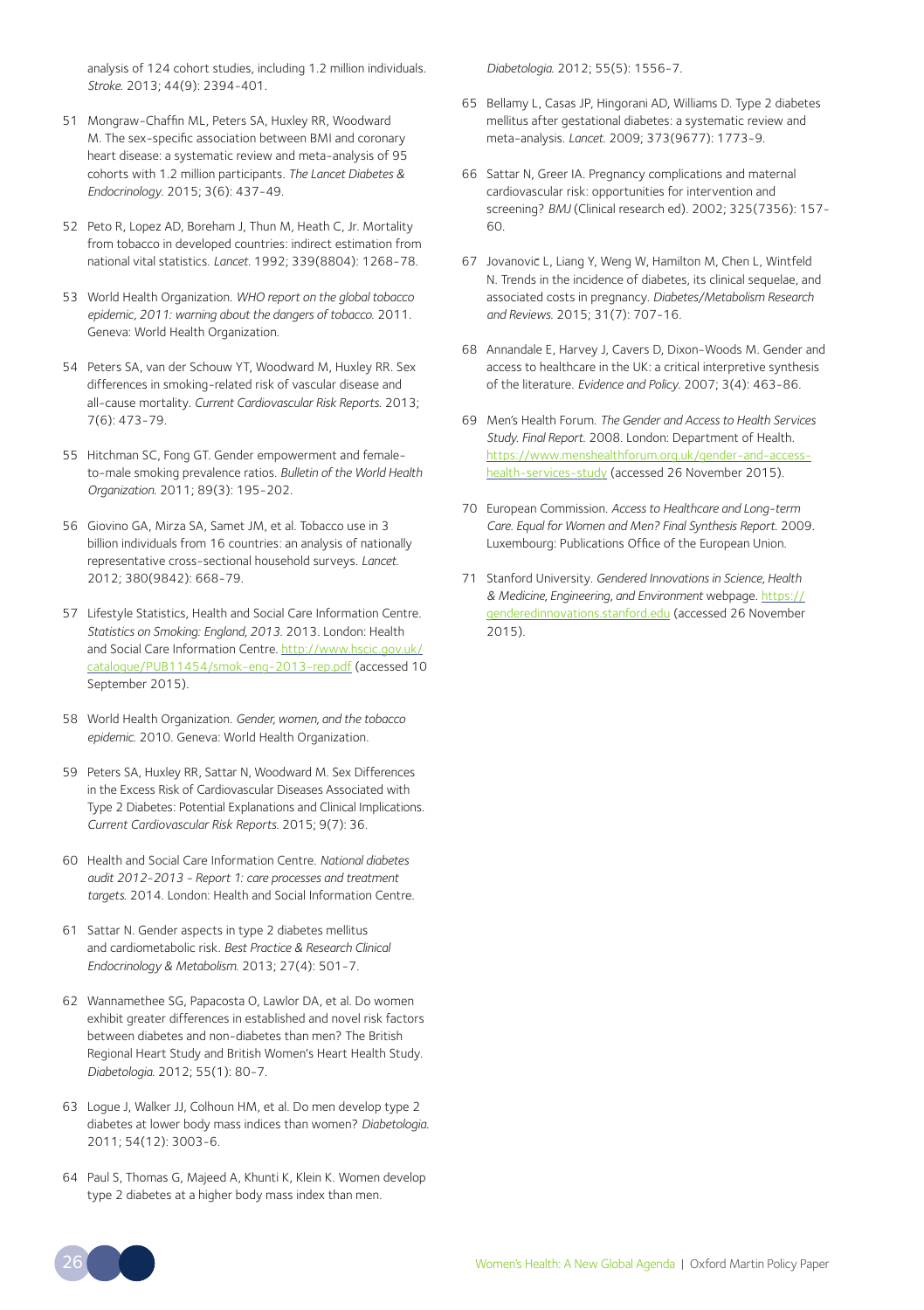analysis of 124 cohort studies, including 1.2 million individuals. *Stroke.* 2013; 44(9): 2394-401.

51 Mongraw-Chaffin ML, Peters SA, Huxley RR, Woodward M. The sex-specific association between BMI and coronary heart disease: a systematic review and meta-analysis of 95 cohorts with 1.2 million participants. *The Lancet Diabetes & Endocrinology.* 2015; 3(6): 437-49.

52 Peto R, Lopez AD, Boreham J, Thun M, Heath C, Jr. Mortality from tobacco in developed countries: indirect estimation from national vital statistics. *Lancet.* 1992; 339(8804): 1268-78.

53 World Health Organization. *WHO report on the global tobacco epidemic, 2011: warning about the dangers of tobacco.* 2011. Geneva: World Health Organization.

54 Peters SA, van der Schouw YT, Woodward M, Huxley RR. Sex differences in smoking-related risk of vascular disease and all-cause mortality. *Current Cardiovascular Risk Reports.* 2013; 7(6): 473-79.

55 Hitchman SC, Fong GT. Gender empowerment and female-to-male smoking prevalence ratios. *Bulletin of the World Health Organization.* 2011; 89(3): 195-202.

56 Giovino GA, Mirza SA, Samet JM, et al. Tobacco use in 3 billion individuals from 16 countries: an analysis of nationally representative cross-sectional household surveys. *Lancet.* 2012; 380(9842): 668-79.

57 Lifestyle Statistics, Health and Social Care Information Centre. *Statistics on Smoking: England, 2013.* 2013. London: Health and Social Care Information Centre. http://www.hscic.gov.uk/catalogue/PUB11454/smok-eng-2013-rep.pdf (accessed 10 September 2015).

58 World Health Organization. *Gender, women, and the tobacco epidemic.* 2010. Geneva: World Health Organization.

59 Peters SA, Huxley RR, Sattar N, Woodward M. Sex Differences in the Excess Risk of Cardiovascular Diseases Associated with Type 2 Diabetes: Potential Explanations and Clinical Implications. *Current Cardiovascular Risk Reports.* 2015; 9(7): 36.

60 Health and Social Care Information Centre. *National diabetes audit 2012-2013 - Report 1: care processes and treatment targets.* 2014. London: Health and Social Information Centre.

61 Sattar N. Gender aspects in type 2 diabetes mellitus and cardiometabolic risk. *Best Practice & Research Clinical Endocrinology & Metabolism.* 2013; 27(4): 501-7.

62 Wannamethee SG, Papacosta O, Lawlor DA, et al. Do women exhibit greater differences in established and novel risk factors between diabetes and non-diabetes than men? The British Regional Heart Study and British Women's Heart Health Study. *Diabetologia.* 2012; 55(1): 80-7.

63 Logue J, Walker JJ, Colhoun HM, et al. Do men develop type 2 diabetes at lower body mass indices than women? *Diabetologia.* 2011; 54(12): 3003-6.

64 Paul S, Thomas G, Majeed A, Khunti K, Klein K. Women develop type 2 diabetes at a higher body mass index than men. *Diabetologia.* 2012; 55(5): 1556-7.

65 Bellamy L, Casas JP, Hingorani AD, Williams D. Type 2 diabetes mellitus after gestational diabetes: a systematic review and meta-analysis. *Lancet.* 2009; 373(9677): 1773-9.

66 Sattar N, Greer IA. Pregnancy complications and maternal cardiovascular risk: opportunities for intervention and screening? *BMJ* (Clinical research ed). 2002; 325(7356): 157-60.

67 Jovanovic L, Liang Y, Weng W, Hamilton M, Chen L, Wintfeld N. Trends in the incidence of diabetes, its clinical sequelae, and associated costs in pregnancy. *Diabetes/Metabolism Research and Reviews.* 2015; 31(7): 707-16.

68 Annandale E, Harvey J, Cavers D, Dixon-Woods M. Gender and access to healthcare in the UK: a critical interpretive synthesis of the literature. *Evidence and Policy.* 2007; 3(4): 463-86.

69 Men's Health Forum. *The Gender and Access to Health Services Study. Final Report.* 2008. London: Department of Health. https://www.menshealthforum.org.uk/gender-and-access-health-services-study (accessed 26 November 2015).

70 European Commission. *Access to Healthcare and Long-term Care. Equal for Women and Men? Final Synthesis Report.* 2009. Luxembourg: Publications Office of the European Union.

71 Stanford University. *Gendered Innovations in Science, Health & Medicine, Engineering, and Environment* webpage. https://genderedinnovations.stanford.edu (accessed 26 November 2015).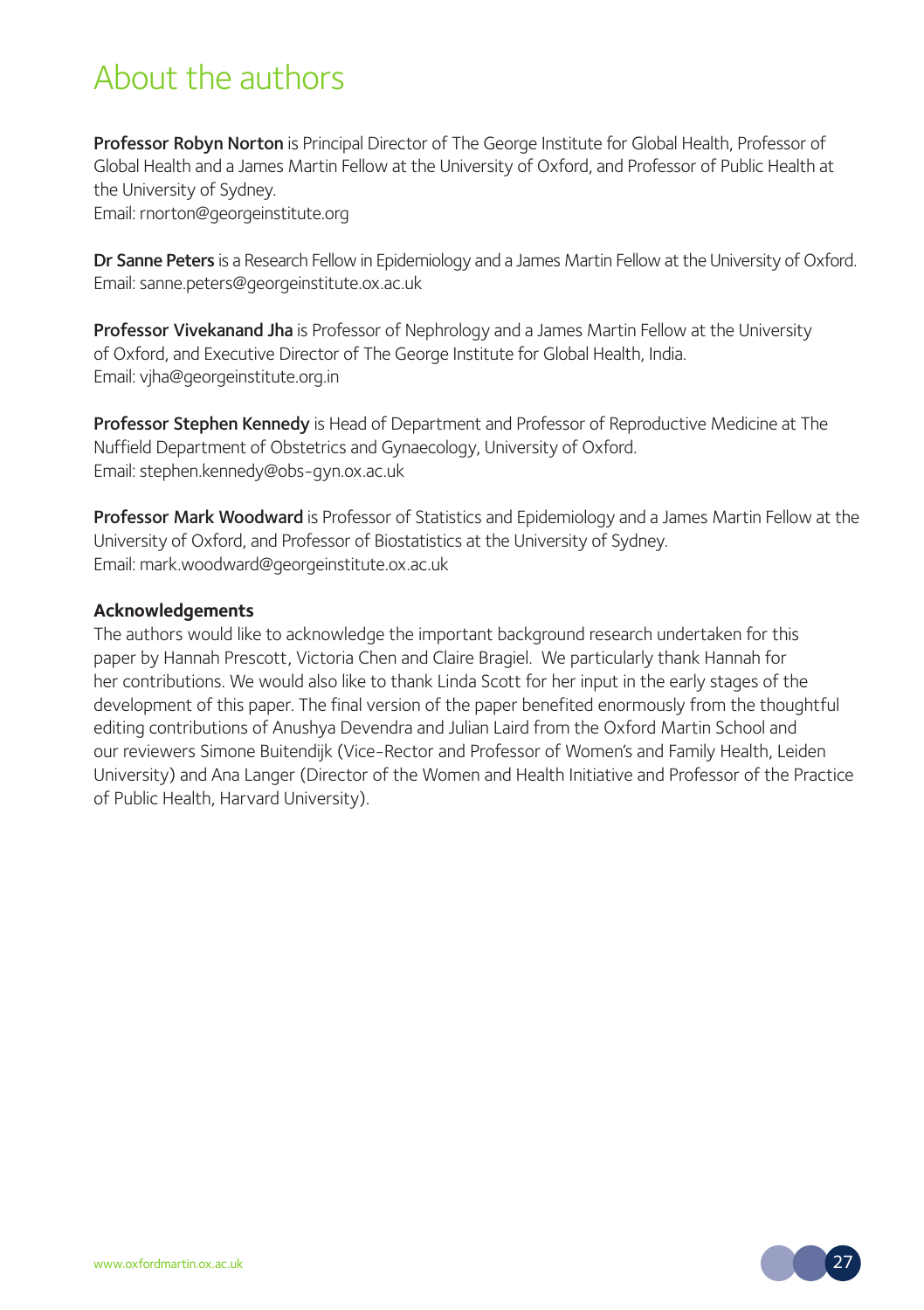# About the authors

**Professor Robyn Norton** is Principal Director of The George Institute for Global Health, Professor of Global Health and a James Martin Fellow at the University of Oxford, and Professor of Public Health at the University of Sydney.
Email: rnorton@georgeinstitute.org

**Dr Sanne Peters** is a Research Fellow in Epidemiology and a James Martin Fellow at the University of Oxford.
Email: sanne.peters@georgeinstitute.ox.ac.uk

**Professor Vivekanand Jha** is Professor of Nephrology and a James Martin Fellow at the University of Oxford, and Executive Director of The George Institute for Global Health, India.
Email: vjha@georgeinstitute.org.in

**Professor Stephen Kennedy** is Head of Department and Professor of Reproductive Medicine at The Nuffield Department of Obstetrics and Gynaecology, University of Oxford.
Email: stephen.kennedy@obs-gyn.ox.ac.uk

**Professor Mark Woodward** is Professor of Statistics and Epidemiology and a James Martin Fellow at the University of Oxford, and Professor of Biostatistics at the University of Sydney.
Email: mark.woodward@georgeinstitute.ox.ac.uk

**Acknowledgements**

The authors would like to acknowledge the important background research undertaken for this paper by Hannah Prescott, Victoria Chen and Claire Bragiel. We particularly thank Hannah for her contributions. We would also like to thank Linda Scott for her input in the early stages of the development of this paper. The final version of the paper benefited enormously from the thoughtful editing contributions of Anushya Devendra and Julian Laird from the Oxford Martin School and our reviewers Simone Buitendijk (Vice-Rector and Professor of Women's and Family Health, Leiden University) and Ana Langer (Director of the Women and Health Initiative and Professor of the Practice of Public Health, Harvard University).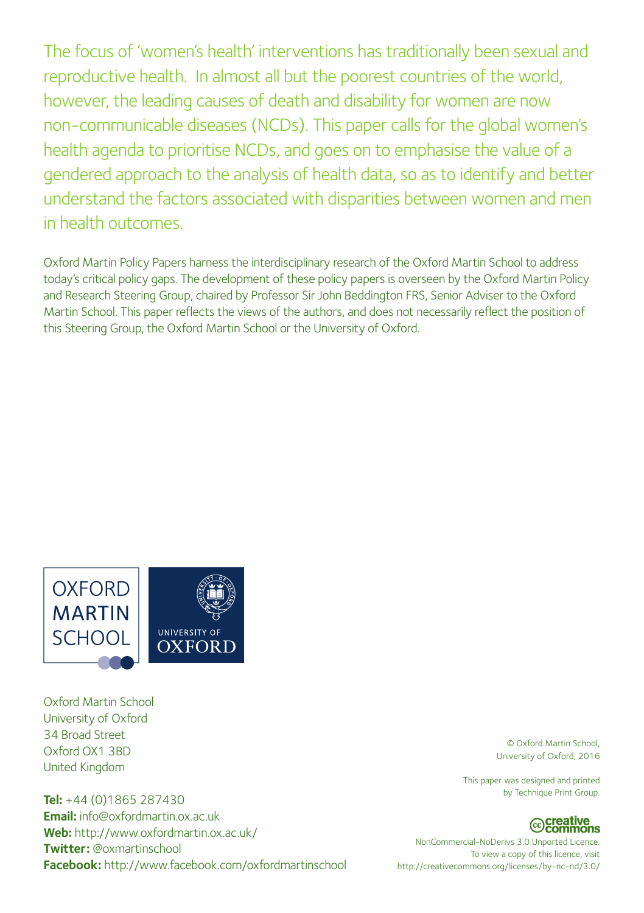The focus of 'women's health' interventions has traditionally been sexual and reproductive health. In almost all but the poorest countries of the world, however, the leading causes of death and disability for women are now non-communicable diseases (NCDs). This paper calls for the global women's health agenda to prioritise NCDs, and goes on to emphasise the value of a gendered approach to the analysis of health data, so as to identify and better understand the factors associated with disparities between women and men in health outcomes.

Oxford Martin Policy Papers harness the interdisciplinary research of the Oxford Martin School to address today's critical policy gaps. The development of these policy papers is overseen by the Oxford Martin Policy and Research Steering Group, chaired by Professor Sir John Beddington FRS, Senior Adviser to the Oxford Martin School. This paper reflects the views of the authors, and does not necessarily reflect the position of this Steering Group, the Oxford Martin School or the University of Oxford.

OXFORD MARTIN SCHOOL

UNIVERSITY OF OXFORD

Oxford Martin School
University of Oxford
34 Broad Street
Oxford OX1 3BD
United Kingdom

**Tel:** +44 (0)1865 287430
**Email:** info@oxfordmartin.ox.ac.uk
**Web:** http://www.oxfordmartin.ox.ac.uk/
**Twitter:** @oxmartinschool
**Facebook:** http://www.facebook.com/oxfordmartinschool

© Oxford Martin School, University of Oxford, 2016

This paper was designed and printed by Technique Print Group.

creative commons

NonCommercial-NoDerivs 3.0 Unported Licence.
To view a copy of this licence, visit http://creativecommons.org/licenses/by-nc-nd/3.0/